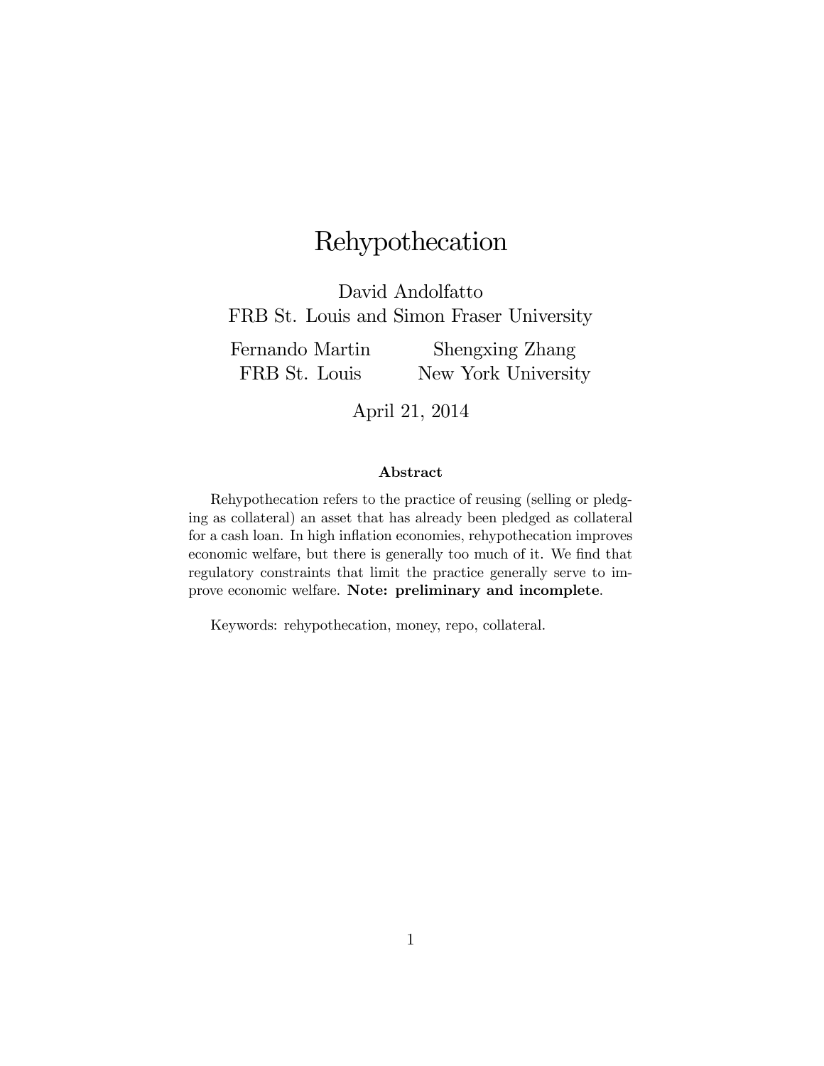# Rehypothecation

David Andolfatto
FRB St. Louis and Simon Fraser University

Fernando Martin
FRB St. Louis

Shengxing Zhang
New York University

April 21, 2014

### Abstract

Rehypothecation refers to the practice of reusing (selling or pledging as collateral) an asset that has already been pledged as collateral for a cash loan. In high inflation economies, rehypothecation improves economic welfare, but there is generally too much of it. We find that regulatory constraints that limit the practice generally serve to improve economic welfare. **Note: preliminary and incomplete**.

Keywords: rehypothecation, money, repo, collateral.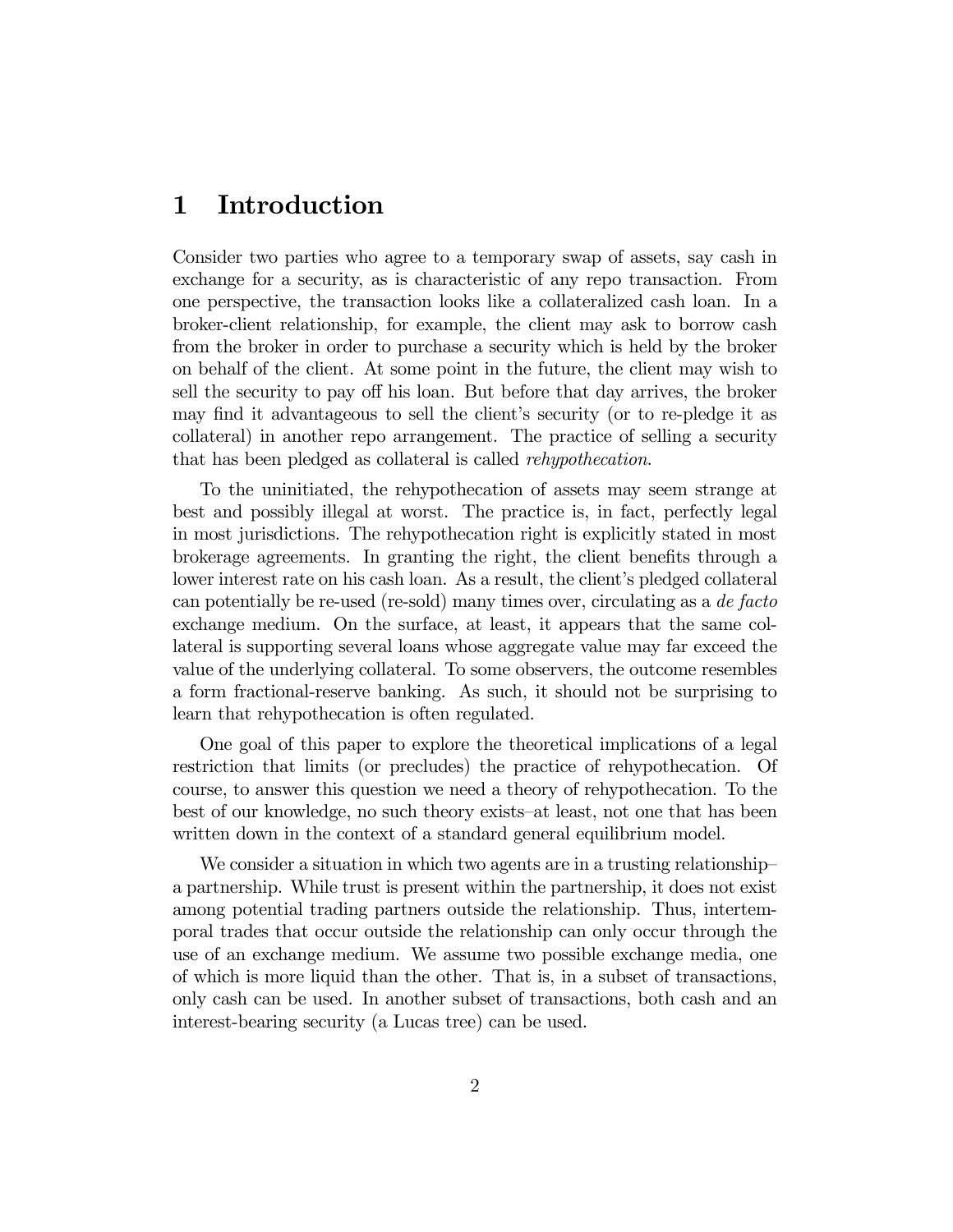# 1 Introduction

Consider two parties who agree to a temporary swap of assets, say cash in exchange for a security, as is characteristic of any repo transaction. From one perspective, the transaction looks like a collateralized cash loan. In a broker-client relationship, for example, the client may ask to borrow cash from the broker in order to purchase a security which is held by the broker on behalf of the client. At some point in the future, the client may wish to sell the security to pay off his loan. But before that day arrives, the broker may find it advantageous to sell the client's security (or to re-pledge it as collateral) in another repo arrangement. The practice of selling a security that has been pledged as collateral is called *rehypothecation*.

To the uninitiated, the rehypothecation of assets may seem strange at best and possibly illegal at worst. The practice is, in fact, perfectly legal in most jurisdictions. The rehypothecation right is explicitly stated in most brokerage agreements. In granting the right, the client benefits through a lower interest rate on his cash loan. As a result, the client's pledged collateral can potentially be re-used (re-sold) many times over, circulating as a *de facto* exchange medium. On the surface, at least, it appears that the same collateral is supporting several loans whose aggregate value may far exceed the value of the underlying collateral. To some observers, the outcome resembles a form fractional-reserve banking. As such, it should not be surprising to learn that rehypothecation is often regulated.

One goal of this paper to explore the theoretical implications of a legal restriction that limits (or precludes) the practice of rehypothecation. Of course, to answer this question we need a theory of rehypothecation. To the best of our knowledge, no such theory exists–at least, not one that has been written down in the context of a standard general equilibrium model.

We consider a situation in which two agents are in a trusting relationship–a partnership. While trust is present within the partnership, it does not exist among potential trading partners outside the relationship. Thus, intertemporal trades that occur outside the relationship can only occur through the use of an exchange medium. We assume two possible exchange media, one of which is more liquid than the other. That is, in a subset of transactions, only cash can be used. In another subset of transactions, both cash and an interest-bearing security (a Lucas tree) can be used.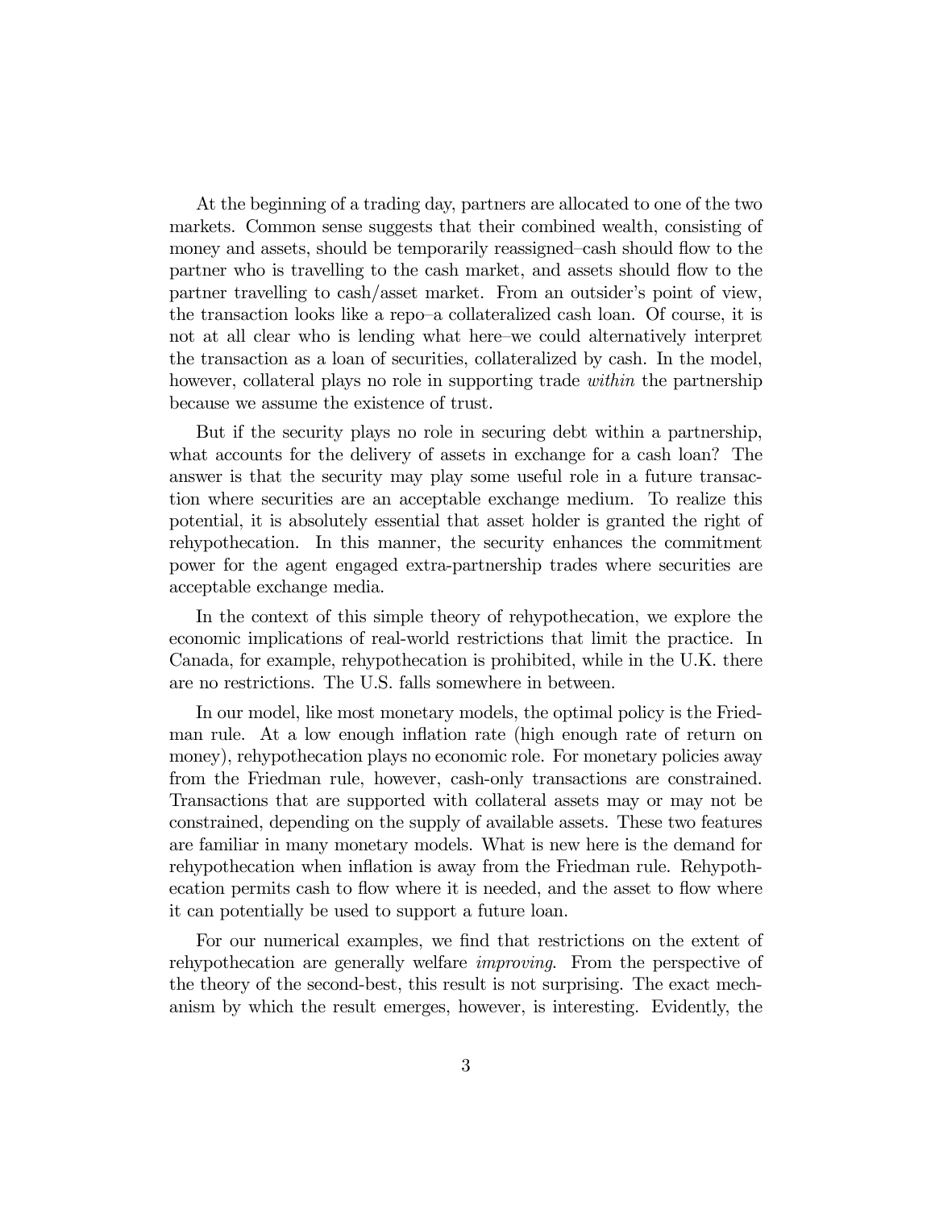At the beginning of a trading day, partners are allocated to one of the two markets. Common sense suggests that their combined wealth, consisting of money and assets, should be temporarily reassigned–cash should flow to the partner who is travelling to the cash market, and assets should flow to the partner travelling to cash/asset market. From an outsider's point of view, the transaction looks like a repo–a collateralized cash loan. Of course, it is not at all clear who is lending what here–we could alternatively interpret the transaction as a loan of securities, collateralized by cash. In the model, however, collateral plays no role in supporting trade *within* the partnership because we assume the existence of trust.

But if the security plays no role in securing debt within a partnership, what accounts for the delivery of assets in exchange for a cash loan? The answer is that the security may play some useful role in a future transaction where securities are an acceptable exchange medium. To realize this potential, it is absolutely essential that asset holder is granted the right of rehypothecation. In this manner, the security enhances the commitment power for the agent engaged extra-partnership trades where securities are acceptable exchange media.

In the context of this simple theory of rehypothecation, we explore the economic implications of real-world restrictions that limit the practice. In Canada, for example, rehypothecation is prohibited, while in the U.K. there are no restrictions. The U.S. falls somewhere in between.

In our model, like most monetary models, the optimal policy is the Friedman rule. At a low enough inflation rate (high enough rate of return on money), rehypothecation plays no economic role. For monetary policies away from the Friedman rule, however, cash-only transactions are constrained. Transactions that are supported with collateral assets may or may not be constrained, depending on the supply of available assets. These two features are familiar in many monetary models. What is new here is the demand for rehypothecation when inflation is away from the Friedman rule. Rehypothecation permits cash to flow where it is needed, and the asset to flow where it can potentially be used to support a future loan.

For our numerical examples, we find that restrictions on the extent of rehypothecation are generally welfare *improving*. From the perspective of the theory of the second-best, this result is not surprising. The exact mechanism by which the result emerges, however, is interesting. Evidently, the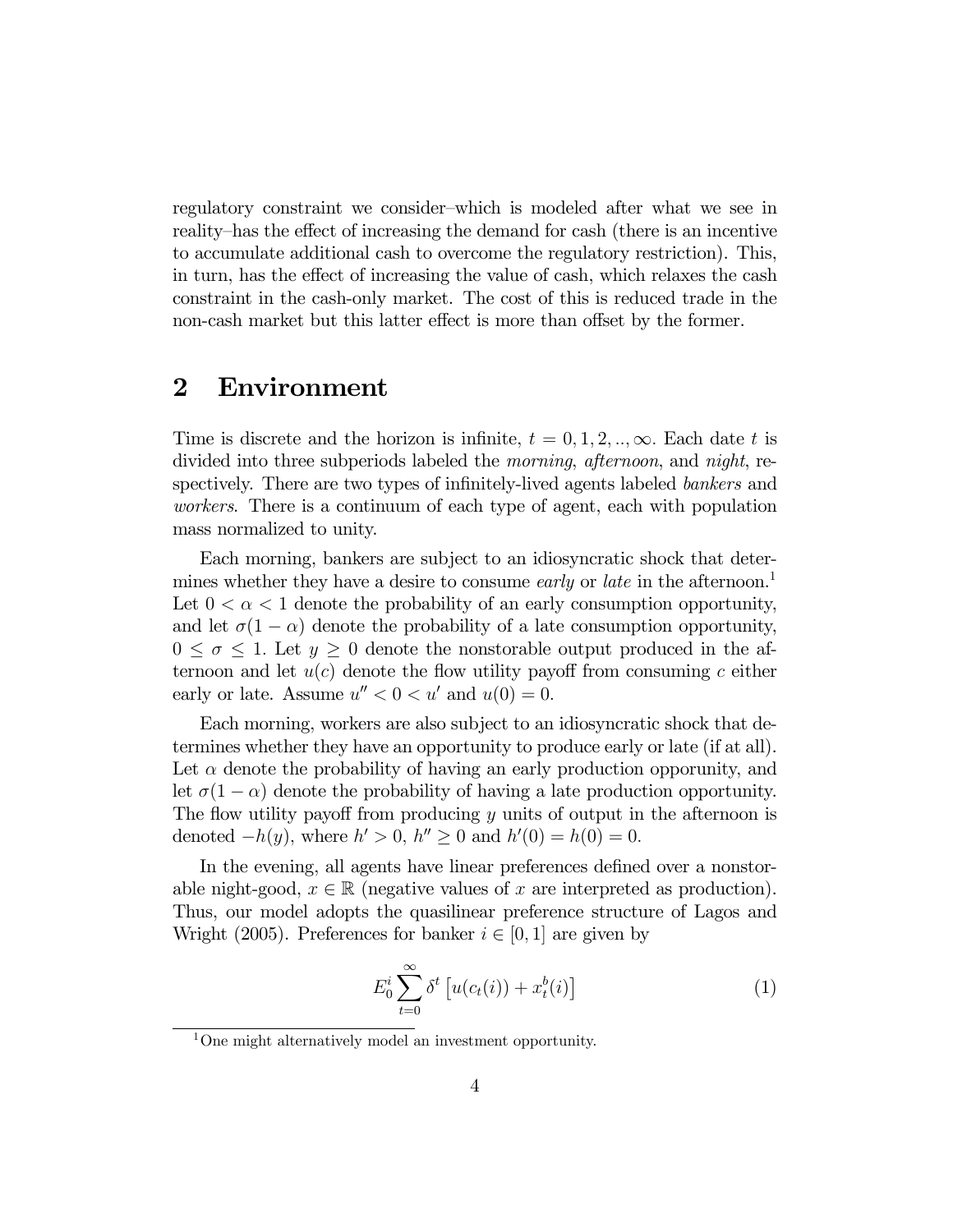regulatory constraint we consider–which is modeled after what we see in reality–has the effect of increasing the demand for cash (there is an incentive to accumulate additional cash to overcome the regulatory restriction). This, in turn, has the effect of increasing the value of cash, which relaxes the cash constraint in the cash-only market. The cost of this is reduced trade in the non-cash market but this latter effect is more than offset by the former.

## 2 Environment

Time is discrete and the horizon is infinite, $t = 0, 1, 2, .., \infty$. Each date $t$ is divided into three subperiods labeled the *morning*, *afternoon*, and *night*, respectively. There are two types of infinitely-lived agents labeled *bankers* and *workers*. There is a continuum of each type of agent, each with population mass normalized to unity.

Each morning, bankers are subject to an idiosyncratic shock that determines whether they have a desire to consume *early* or *late* in the afternoon.[1] Let $0 < \alpha < 1$ denote the probability of an early consumption opportunity, and let $\sigma(1-\alpha)$ denote the probability of a late consumption opportunity, $0 \leq \sigma \leq 1$. Let $y \geq 0$ denote the nonstorable output produced in the afternoon and let $u(c)$ denote the flow utility payoff from consuming $c$ either early or late. Assume $u'' < 0 < u'$ and $u(0) = 0$.

Each morning, workers are also subject to an idiosyncratic shock that determines whether they have an opportunity to produce early or late (if at all). Let $\alpha$ denote the probability of having an early production opporunity, and let $\sigma(1-\alpha)$ denote the probability of having a late production opportunity. The flow utility payoff from producing $y$ units of output in the afternoon is denoted $-h(y)$, where $h' > 0$, $h'' \geq 0$ and $h'(0) = h(0) = 0$.

In the evening, all agents have linear preferences defined over a nonstorable night-good, $x \in \mathbb{R}$ (negative values of $x$ are interpreted as production). Thus, our model adopts the quasilinear preference structure of Lagos and Wright (2005). Preferences for banker $i \in [0, 1]$ are given by

$$E_0^i \sum_{t=0}^{\infty} \delta^t \left[ u(c_t(i)) + x_t^b(i) \right] \tag{1}$$

[1] One might alternatively model an investment opportunity.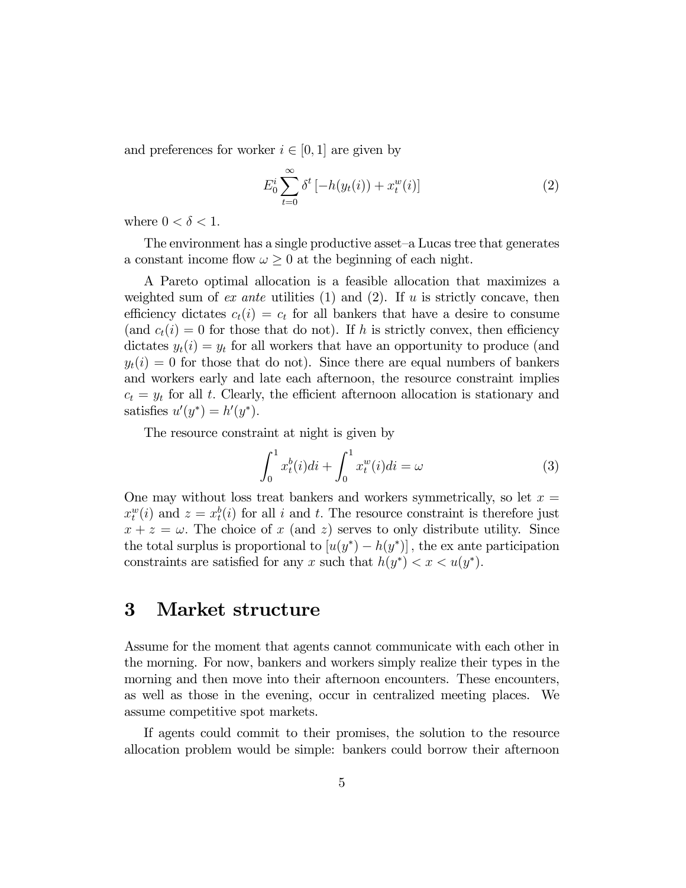and preferences for worker $i \in [0,1]$ are given by

$$E_0^i \sum_{t=0}^{\infty} \delta^t \left[ -h(y_t(i)) + x_t^w(i) \right] \tag{2}$$

where $0 < \delta < 1$.

The environment has a single productive asset–a Lucas tree that generates a constant income flow $\omega \geq 0$ at the beginning of each night.

A Pareto optimal allocation is a feasible allocation that maximizes a weighted sum of *ex ante* utilities (1) and (2). If $u$ is strictly concave, then efficiency dictates $c_t(i) = c_t$ for all bankers that have a desire to consume (and $c_t(i) = 0$ for those that do not). If $h$ is strictly convex, then efficiency dictates $y_t(i) = y_t$ for all workers that have an opportunity to produce (and $y_t(i) = 0$ for those that do not). Since there are equal numbers of bankers and workers early and late each afternoon, the resource constraint implies $c_t = y_t$ for all $t$. Clearly, the efficient afternoon allocation is stationary and satisfies $u'(y^*) = h'(y^*)$.

The resource constraint at night is given by

$$\int_0^1 x_t^b(i)di + \int_0^1 x_t^w(i)di = \omega \tag{3}$$

One may without loss treat bankers and workers symmetrically, so let $x = x_t^w(i)$ and $z = x_t^b(i)$ for all $i$ and $t$. The resource constraint is therefore just $x + z = \omega$. The choice of $x$ (and $z$) serves to only distribute utility. Since the total surplus is proportional to $[u(y^*) - h(y^*)]$, the ex ante participation constraints are satisfied for any $x$ such that $h(y^*) < x < u(y^*)$.

# 3 Market structure

Assume for the moment that agents cannot communicate with each other in the morning. For now, bankers and workers simply realize their types in the morning and then move into their afternoon encounters. These encounters, as well as those in the evening, occur in centralized meeting places. We assume competitive spot markets.

If agents could commit to their promises, the solution to the resource allocation problem would be simple: bankers could borrow their afternoon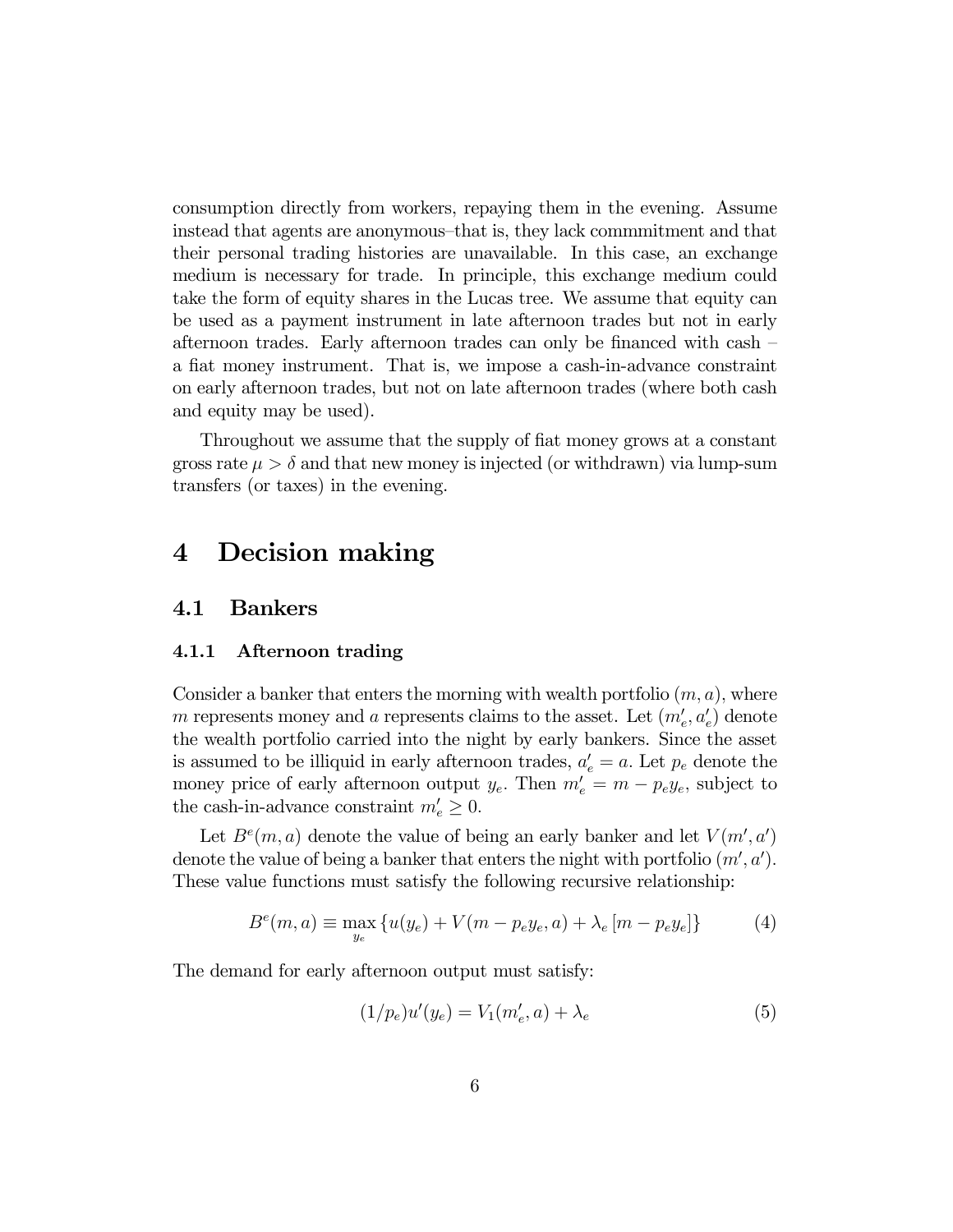consumption directly from workers, repaying them in the evening. Assume instead that agents are anonymous–that is, they lack commmitment and that their personal trading histories are unavailable. In this case, an exchange medium is necessary for trade. In principle, this exchange medium could take the form of equity shares in the Lucas tree. We assume that equity can be used as a payment instrument in late afternoon trades but not in early afternoon trades. Early afternoon trades can only be financed with cash – a fiat money instrument. That is, we impose a cash-in-advance constraint on early afternoon trades, but not on late afternoon trades (where both cash and equity may be used).

Throughout we assume that the supply of fiat money grows at a constant gross rate $\mu > \delta$ and that new money is injected (or withdrawn) via lump-sum transfers (or taxes) in the evening.

# 4 Decision making

## 4.1 Bankers

### 4.1.1 Afternoon trading

Consider a banker that enters the morning with wealth portfolio $(m, a)$, where $m$ represents money and $a$ represents claims to the asset. Let $(m_e', a_e')$ denote the wealth portfolio carried into the night by early bankers. Since the asset is assumed to be illiquid in early afternoon trades, $a_e' = a$. Let $p_e$ denote the money price of early afternoon output $y_e$. Then $m_e' = m - p_e y_e$, subject to the cash-in-advance constraint $m_e' \geq 0$.

Let $B^e(m, a)$ denote the value of being an early banker and let $V(m', a')$ denote the value of being a banker that enters the night with portfolio $(m', a')$. These value functions must satisfy the following recursive relationship:

$$B^e(m, a) \equiv \max_{y_e} \{u(y_e) + V(m - p_e y_e, a) + \lambda_e [m - p_e y_e]\} \tag{4}$$

The demand for early afternoon output must satisfy:

$$(1/p_e)u'(y_e) = V_1(m_e', a) + \lambda_e \tag{5}$$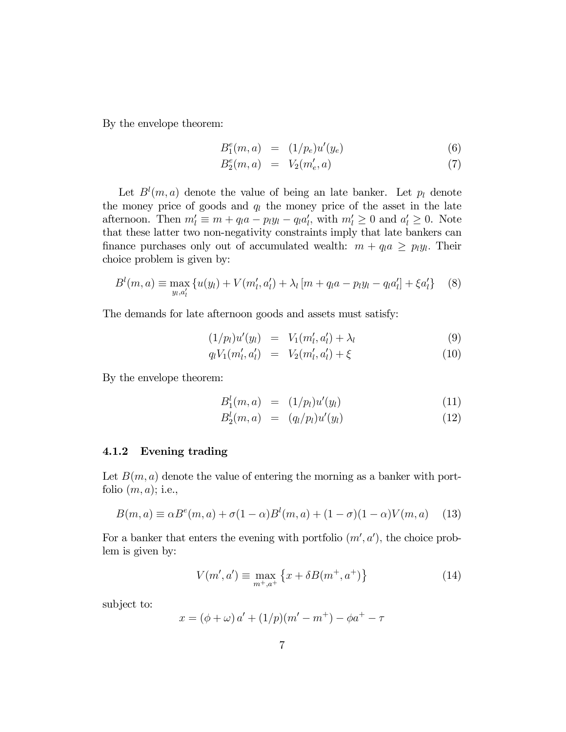By the envelope theorem:

$$
\begin{aligned}
B_1^e(m,a) &= (1/p_e)u'(y_e) \quad (6)\\
B_2^e(m,a) &= V_2(m_e', a) \quad (7)
\end{aligned}
$$

Let $B^l(m,a)$ denote the value of being an late banker. Let $p_l$ denote the money price of goods and $q_l$ the money price of the asset in the late afternoon. Then $m_l' \equiv m + q_l a - p_l y_l - q_l a_l'$, with $m_l' \geq 0$ and $a_l' \geq 0$. Note that these latter two non-negativity constraints imply that late bankers can finance purchases only out of accumulated wealth: $m + q_l a \geq p_l y_l$. Their choice problem is given by:

$$
B^l(m,a) \equiv \max_{y_l, a_l'} \{u(y_l) + V(m_l', a_l') + \lambda_l [m + q_l a - p_l y_l - q_l a_l'] + \xi a_l'\} \quad (8)
$$

The demands for late afternoon goods and assets must satisfy:

$$
\begin{aligned}
(1/p_l)u'(y_l) &= V_1(m_l', a_l') + \lambda_l \quad (9)\\
q_l V_1(m_l', a_l') &= V_2(m_l', a_l') + \xi \quad (10)
\end{aligned}
$$

By the envelope theorem:

$$
\begin{aligned}
B_1^l(m,a) &= (1/p_l)u'(y_l) \quad (11)\\
B_2^l(m,a) &= (q_l/p_l)u'(y_l) \quad (12)
\end{aligned}
$$

### 4.1.2 Evening trading

Let $B(m,a)$ denote the value of entering the morning as a banker with portfolio $(m,a)$; i.e.,

$$
B(m,a) \equiv \alpha B^e(m,a) + \sigma(1-\alpha)B^l(m,a) + (1-\sigma)(1-\alpha)V(m,a) \quad (13)
$$

For a banker that enters the evening with portfolio $(m', a')$, the choice problem is given by:

$$
V(m', a') \equiv \max_{m^+, a^+} \left\{x + \delta B(m^+, a^+)\right\} \quad (14)
$$

subject to:

$$
x = (\phi + \omega)\, a' + (1/p)(m' - m^+) - \phi a^+ - \tau
$$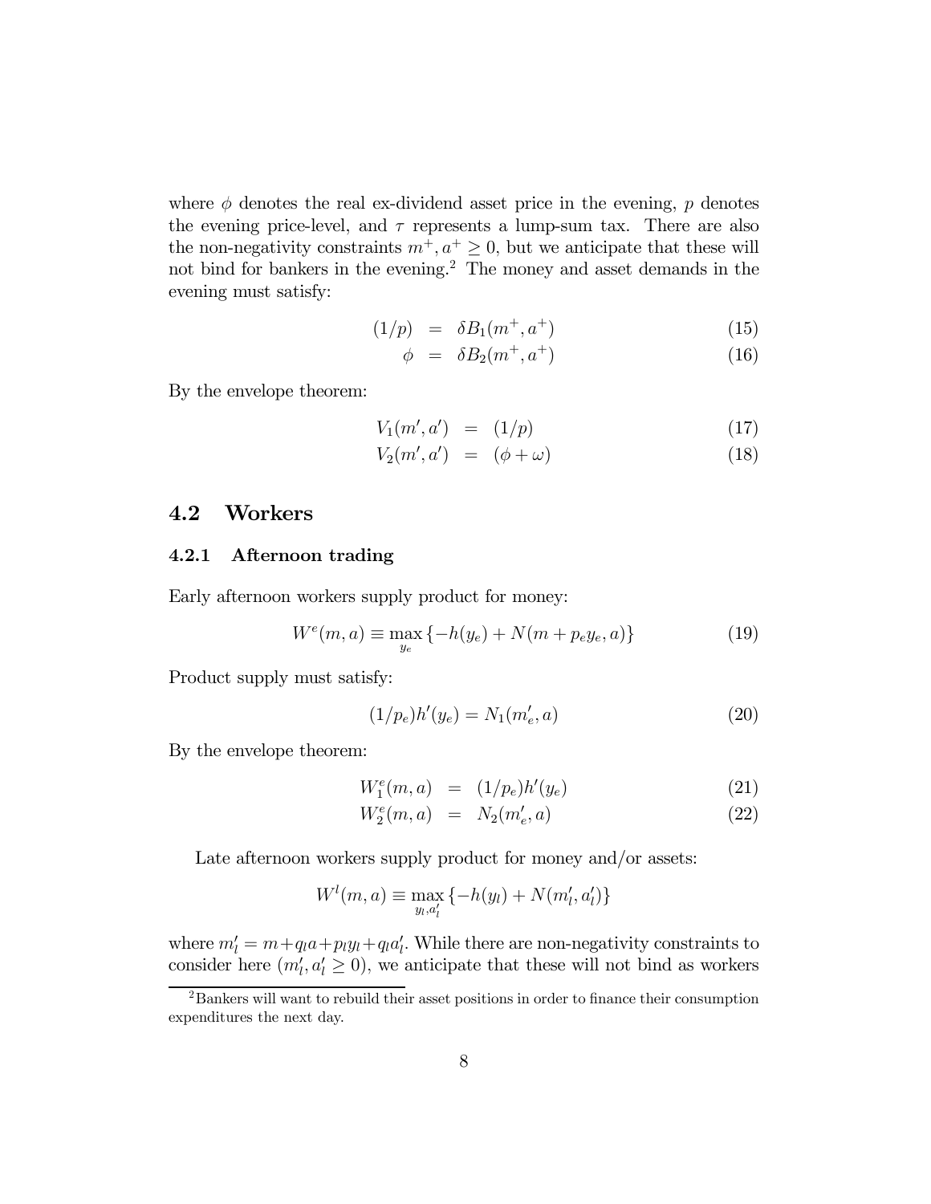where $\phi$ denotes the real ex-dividend asset price in the evening, $p$ denotes the evening price-level, and $\tau$ represents a lump-sum tax. There are also the non-negativity constraints $m^{+}, a^{+} \geq 0$, but we anticipate that these will not bind for bankers in the evening.[2] The money and asset demands in the evening must satisfy:

$$(1/p) = \delta B_1(m^{+}, a^{+}) \tag{15}$$

$$\phi = \delta B_2(m^{+}, a^{+}) \tag{16}$$

By the envelope theorem:

$$V_1(m', a') = (1/p) \tag{17}$$

$$V_2(m', a') = (\phi + \omega) \tag{18}$$

## 4.2 Workers

### 4.2.1 Afternoon trading

Early afternoon workers supply product for money:

$$W^e(m, a) \equiv \max_{y_e} \{-h(y_e) + N(m + p_e y_e, a)\} \tag{19}$$

Product supply must satisfy:

$$(1/p_e)h'(y_e) = N_1(m'_e, a) \tag{20}$$

By the envelope theorem:

$$W_1^e(m, a) = (1/p_e)h'(y_e) \tag{21}$$

$$W_2^e(m, a) = N_2(m'_e, a) \tag{22}$$

Late afternoon workers supply product for money and/or assets:

$$W^l(m, a) \equiv \max_{y_l, a'_l} \{-h(y_l) + N(m'_l, a'_l)\}$$

where $m'_l = m + q_l a + p_l y_l + q_l a'_l$. While there are non-negativity constraints to consider here ($m'_l, a'_l \geq 0$), we anticipate that these will not bind as workers

[2] Bankers will want to rebuild their asset positions in order to finance their consumption expenditures the next day.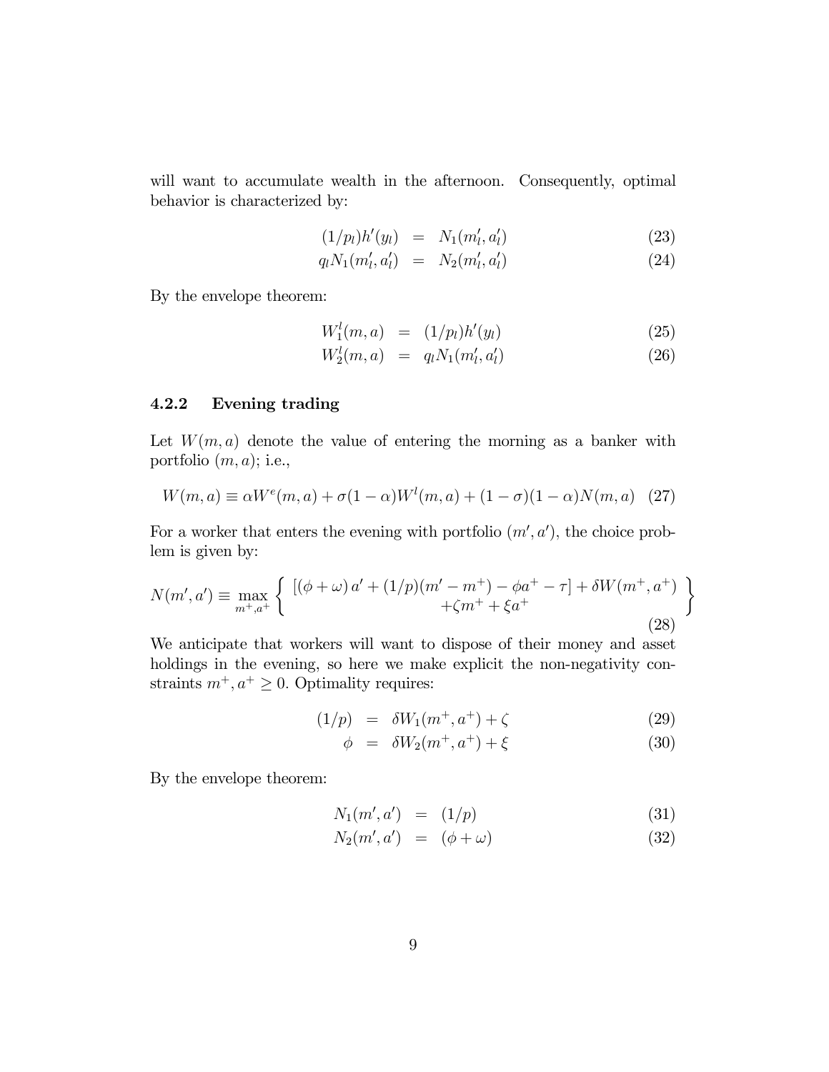will want to accumulate wealth in the afternoon. Consequently, optimal behavior is characterized by:

$$(1/p_l)h'(y_l) = N_1(m_l', a_l') \tag{23}$$

$$q_l N_1(m_l', a_l') = N_2(m_l', a_l') \tag{24}$$

By the envelope theorem:

$$W_1^l(m, a) = (1/p_l)h'(y_l) \tag{25}$$

$$W_2^l(m, a) = q_l N_1(m_l', a_l') \tag{26}$$

### 4.2.2 Evening trading

Let $W(m, a)$ denote the value of entering the morning as a banker with portfolio $(m, a)$; i.e.,

$$W(m, a) \equiv \alpha W^e(m, a) + \sigma(1-\alpha)W^l(m, a) + (1-\sigma)(1-\alpha)N(m, a) \tag{27}$$

For a worker that enters the evening with portfolio $(m', a')$, the choice problem is given by:

$$N(m', a') \equiv \max_{m^+, a^+} \left\{ \begin{array}{c} [(\phi + \omega)a' + (1/p)(m' - m^+) - \phi a^+ - \tau] + \delta W(m^+, a^+) \\ +\zeta m^+ + \xi a^+ \end{array} \right\} \tag{28}$$

We anticipate that workers will want to dispose of their money and asset holdings in the evening, so here we make explicit the non-negativity constraints $m^+, a^+ \geq 0$. Optimality requires:

$$(1/p) = \delta W_1(m^+, a^+) + \zeta \tag{29}$$

$$\phi = \delta W_2(m^+, a^+) + \xi \tag{30}$$

By the envelope theorem:

$$N_1(m', a') = (1/p) \tag{31}$$

$$N_2(m', a') = (\phi + \omega) \tag{32}$$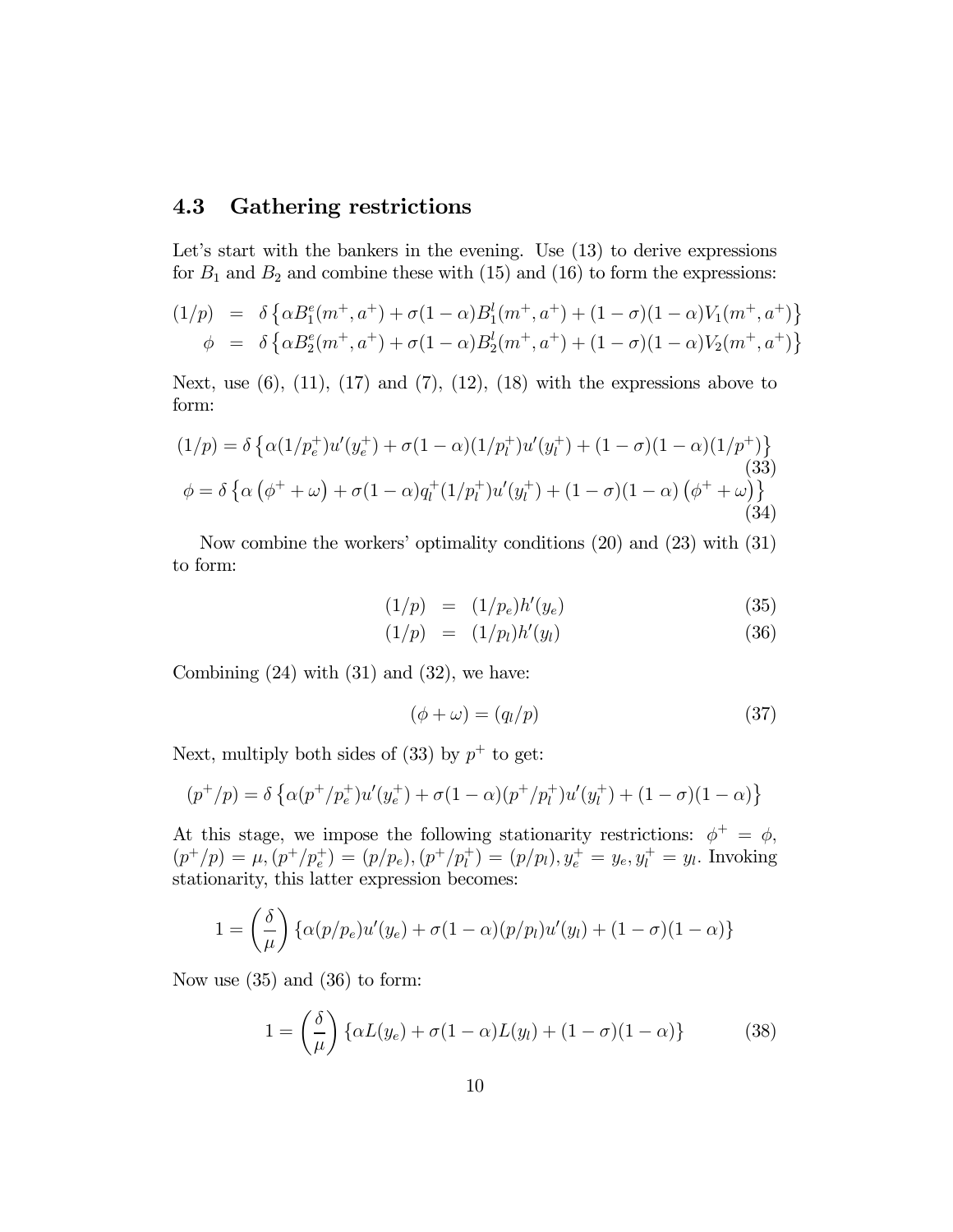### 4.3 Gathering restrictions

Let's start with the bankers in the evening. Use (13) to derive expressions for $B_1$ and $B_2$ and combine these with (15) and (16) to form the expressions:

$$
\begin{aligned}
(1/p) &= \delta\left\{\alpha B_1^e(m^+, a^+) + \sigma(1-\alpha)B_1^l(m^+, a^+) + (1-\sigma)(1-\alpha)V_1(m^+, a^+)\right\} \\
\phi &= \delta\left\{\alpha B_2^e(m^+, a^+) + \sigma(1-\alpha)B_2^l(m^+, a^+) + (1-\sigma)(1-\alpha)V_2(m^+, a^+)\right\}
\end{aligned}
$$

Next, use (6), (11), (17) and (7), (12), (18) with the expressions above to form:

$$
(1/p) = \delta\left\{\alpha(1/p_e^+)u'(y_e^+) + \sigma(1-\alpha)(1/p_l^+)u'(y_l^+) + (1-\sigma)(1-\alpha)(1/p^+)\right\} \tag{33}
$$

$$
\phi = \delta\left\{\alpha\left(\phi^+ + \omega\right) + \sigma(1-\alpha)q_l^+(1/p_l^+)u'(y_l^+) + (1-\sigma)(1-\alpha)\left(\phi^+ + \omega\right)\right\} \tag{34}
$$

Now combine the workers' optimality conditions (20) and (23) with (31) to form:

$$
(1/p) = (1/p_e)h'(y_e) \tag{35}
$$

$$
(1/p) = (1/p_l)h'(y_l) \tag{36}
$$

Combining (24) with (31) and (32), we have:

$$
(\phi + \omega) = (q_l/p) \tag{37}
$$

Next, multiply both sides of (33) by $p^+$ to get:

$$
(p^+/p) = \delta\left\{\alpha(p^+/p_e^+)u'(y_e^+) + \sigma(1-\alpha)(p^+/p_l^+)u'(y_l^+) + (1-\sigma)(1-\alpha)\right\}
$$

At this stage, we impose the following stationarity restrictions: $\phi^+ = \phi$, $(p^+/p) = \mu, (p^+/p_e^+) = (p/p_e), (p^+/p_l^+) = (p/p_l), y_e^+ = y_e, y_l^+ = y_l$. Invoking stationarity, this latter expression becomes:

$$
1 = \left(\frac{\delta}{\mu}\right)\left\{\alpha(p/p_e)u'(y_e) + \sigma(1-\alpha)(p/p_l)u'(y_l) + (1-\sigma)(1-\alpha)\right\}
$$

Now use (35) and (36) to form:

$$
1 = \left(\frac{\delta}{\mu}\right)\left\{\alpha L(y_e) + \sigma(1-\alpha)L(y_l) + (1-\sigma)(1-\alpha)\right\} \tag{38}
$$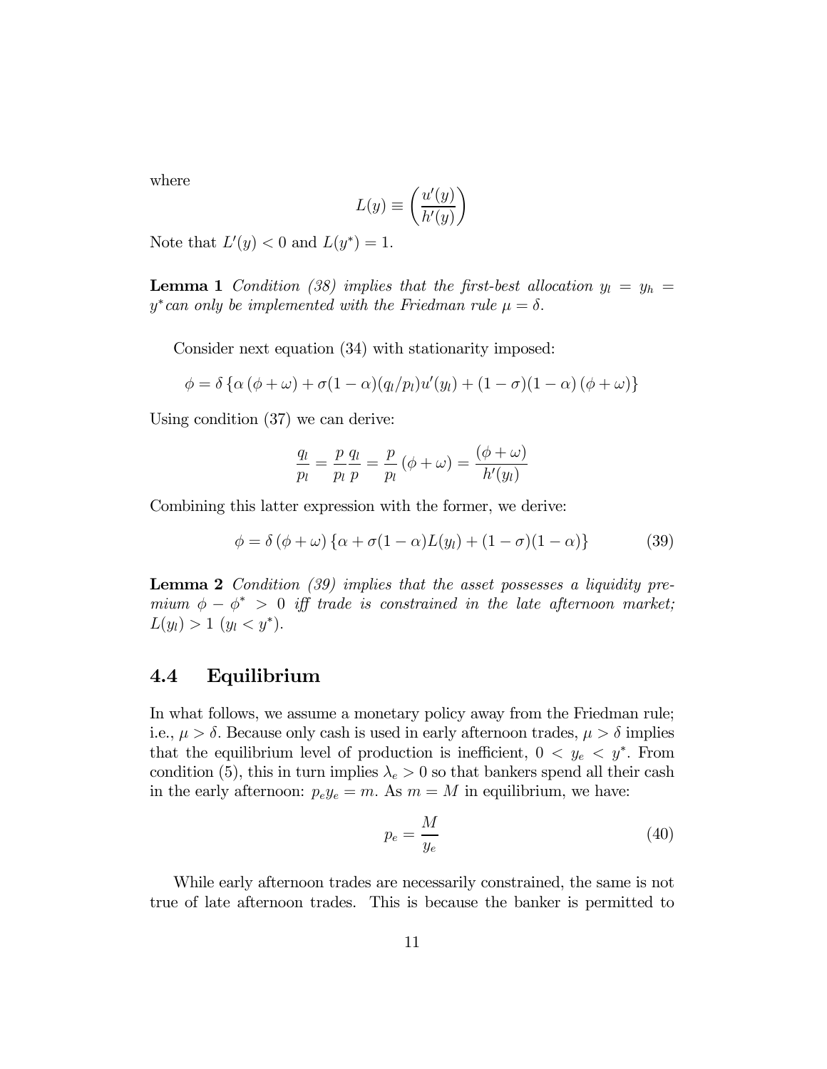where

$$L(y) \equiv \left( \frac{u'(y)}{h'(y)} \right)$$

Note that $L'(y) < 0$ and $L(y^*) = 1$.

**Lemma 1** *Condition (38) implies that the first-best allocation $y_l = y_h = y^*$ can only be implemented with the Friedman rule $\mu = \delta$.*

Consider next equation (34) with stationarity imposed:

$$\phi = \delta \left\{ \alpha \left( \phi + \omega \right) + \sigma(1-\alpha)(q_l/p_l)u'(y_l) + (1-\sigma)(1-\alpha)\left( \phi + \omega \right) \right\}$$

Using condition (37) we can derive:

$$\frac{q_l}{p_l} = \frac{p}{p_l}\frac{q_l}{p} = \frac{p}{p_l}\left( \phi + \omega \right) = \frac{(\phi + \omega)}{h'(y_l)}$$

Combining this latter expression with the former, we derive:

$$\phi = \delta \left( \phi + \omega \right) \left\{ \alpha + \sigma(1-\alpha)L(y_l) + (1-\sigma)(1-\alpha) \right\} \tag{39}$$

**Lemma 2** *Condition (39) implies that the asset possesses a liquidity premium $\phi - \phi^* > 0$ iff trade is constrained in the late afternoon market; $L(y_l) > 1$ ($y_l < y^*$).*

## 4.4 Equilibrium

In what follows, we assume a monetary policy away from the Friedman rule; i.e., $\mu > \delta$. Because only cash is used in early afternoon trades, $\mu > \delta$ implies that the equilibrium level of production is inefficient, $0 < y_e < y^*$. From condition (5), this in turn implies $\lambda_e > 0$ so that bankers spend all their cash in the early afternoon: $p_e y_e = m$. As $m = M$ in equilibrium, we have:

$$p_e = \frac{M}{y_e} \tag{40}$$

While early afternoon trades are necessarily constrained, the same is not true of late afternoon trades. This is because the banker is permitted to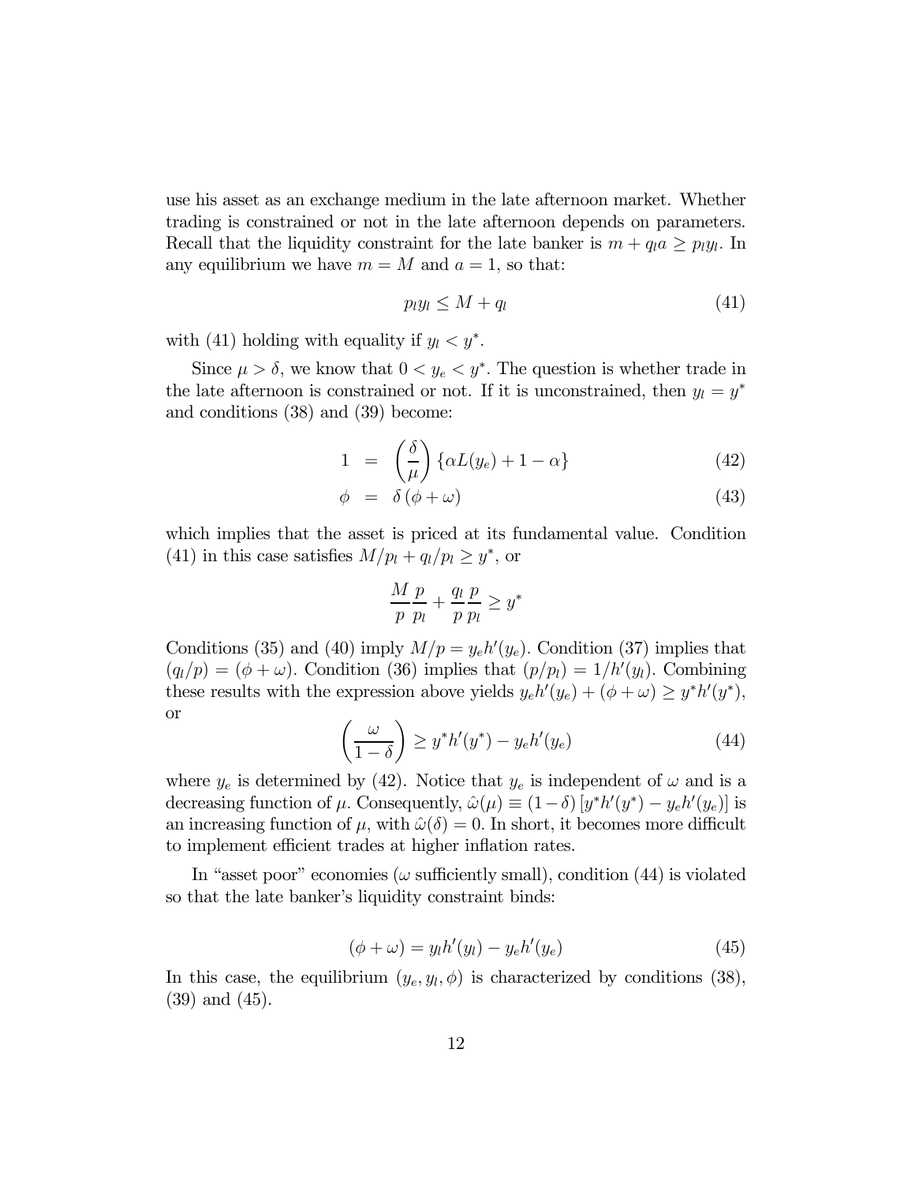use his asset as an exchange medium in the late afternoon market. Whether trading is constrained or not in the late afternoon depends on parameters. Recall that the liquidity constraint for the late banker is $m + q_l a \geq p_l y_l$. In any equilibrium we have $m = M$ and $a = 1$, so that:

$$p_l y_l \leq M + q_l \tag{41}$$

with (41) holding with equality if $y_l < y^*$.

Since $\mu > \delta$, we know that $0 < y_e < y^*$. The question is whether trade in the late afternoon is constrained or not. If it is unconstrained, then $y_l = y^*$ and conditions (38) and (39) become:

$$1 = \left(\frac{\delta}{\mu}\right)\{\alpha L(y_e) + 1 - \alpha\} \tag{42}$$

$$\phi = \delta(\phi + \omega) \tag{43}$$

which implies that the asset is priced at its fundamental value. Condition (41) in this case satisfies $M/p_l + q_l/p_l \geq y^*$, or

$$\frac{M}{p}\frac{p}{p_l} + \frac{q_l}{p}\frac{p}{p_l} \geq y^*$$

Conditions (35) and (40) imply $M/p = y_e h'(y_e)$. Condition (37) implies that $(q_l/p) = (\phi + \omega)$. Condition (36) implies that $(p/p_l) = 1/h'(y_l)$. Combining these results with the expression above yields $y_e h'(y_e) + (\phi + \omega) \geq y^* h'(y^*)$, or

$$\left(\frac{\omega}{1-\delta}\right) \geq y^* h'(y^*) - y_e h'(y_e) \tag{44}$$

where $y_e$ is determined by (42). Notice that $y_e$ is independent of $\omega$ and is a decreasing function of $\mu$. Consequently, $\hat{\omega}(\mu) \equiv (1-\delta)[y^* h'(y^*) - y_e h'(y_e)]$ is an increasing function of $\mu$, with $\hat{\omega}(\delta) = 0$. In short, it becomes more difficult to implement efficient trades at higher inflation rates.

In "asset poor" economies ($\omega$ sufficiently small), condition (44) is violated so that the late banker's liquidity constraint binds:

$$(\phi + \omega) = y_l h'(y_l) - y_e h'(y_e) \tag{45}$$

In this case, the equilibrium $(y_e, y_l, \phi)$ is characterized by conditions (38), (39) and (45).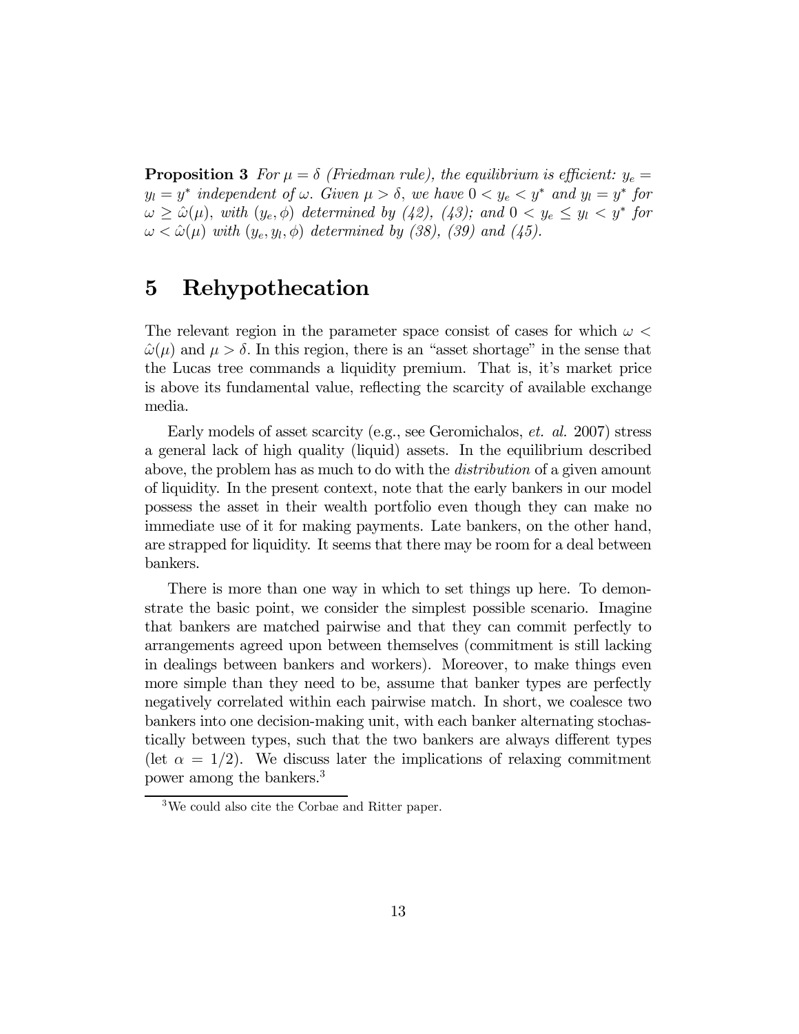**Proposition 3** *For $\mu = \delta$ (Friedman rule), the equilibrium is efficient: $y_e = y_l = y^*$ independent of $\omega$. Given $\mu > \delta$, we have $0 < y_e < y^*$ and $y_l = y^*$ for $\omega \geq \hat{\omega}(\mu)$, with $(y_e, \phi)$ determined by (42), (43); and $0 < y_e \leq y_l < y^*$ for $\omega < \hat{\omega}(\mu)$ with $(y_e, y_l, \phi)$ determined by (38), (39) and (45).*

# 5 Rehypothecation

The relevant region in the parameter space consist of cases for which $\omega < \hat{\omega}(\mu)$ and $\mu > \delta$. In this region, there is an "asset shortage" in the sense that the Lucas tree commands a liquidity premium. That is, it's market price is above its fundamental value, reflecting the scarcity of available exchange media.

Early models of asset scarcity (e.g., see Geromichalos, *et. al.* 2007) stress a general lack of high quality (liquid) assets. In the equilibrium described above, the problem has as much to do with the *distribution* of a given amount of liquidity. In the present context, note that the early bankers in our model possess the asset in their wealth portfolio even though they can make no immediate use of it for making payments. Late bankers, on the other hand, are strapped for liquidity. It seems that there may be room for a deal between bankers.

There is more than one way in which to set things up here. To demonstrate the basic point, we consider the simplest possible scenario. Imagine that bankers are matched pairwise and that they can commit perfectly to arrangements agreed upon between themselves (commitment is still lacking in dealings between bankers and workers). Moreover, to make things even more simple than they need to be, assume that banker types are perfectly negatively correlated within each pairwise match. In short, we coalesce two bankers into one decision-making unit, with each banker alternating stochastically between types, such that the two bankers are always different types (let $\alpha = 1/2$). We discuss later the implications of relaxing commitment power among the bankers.[3]

[3] We could also cite the Corbae and Ritter paper.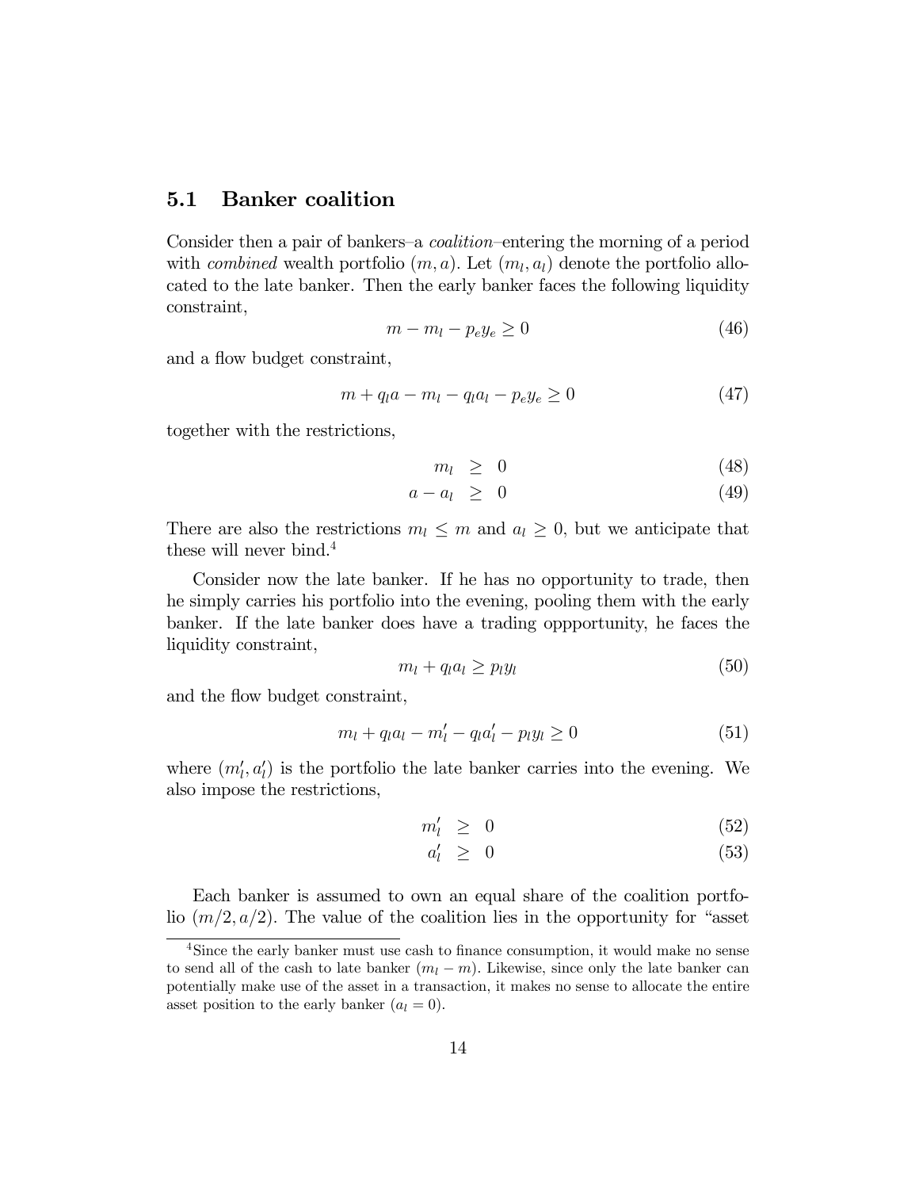## 5.1 Banker coalition

Consider then a pair of bankers–a *coalition*–entering the morning of a period with *combined* wealth portfolio $(m, a)$. Let $(m_l, a_l)$ denote the portfolio allocated to the late banker. Then the early banker faces the following liquidity constraint,

$$m - m_l - p_e y_e \geq 0 \tag{46}$$

and a flow budget constraint,

$$m + q_l a - m_l - q_l a_l - p_e y_e \geq 0 \tag{47}$$

together with the restrictions,

$$m_l \geq 0 \tag{48}$$

$$a - a_l \geq 0 \tag{49}$$

There are also the restrictions $m_l \leq m$ and $a_l \geq 0$, but we anticipate that these will never bind.[4]

Consider now the late banker. If he has no opportunity to trade, then he simply carries his portfolio into the evening, pooling them with the early banker. If the late banker does have a trading oppportunity, he faces the liquidity constraint,

$$m_l + q_l a_l \geq p_l y_l \tag{50}$$

and the flow budget constraint,

$$m_l + q_l a_l - m_l' - q_l a_l' - p_l y_l \geq 0 \tag{51}$$

where $(m_l', a_l')$ is the portfolio the late banker carries into the evening. We also impose the restrictions,

$$m_l' \geq 0 \tag{52}$$

$$a_l' \geq 0 \tag{53}$$

Each banker is assumed to own an equal share of the coalition portfolio $(m/2, a/2)$. The value of the coalition lies in the opportunity for "asset

[4] Since the early banker must use cash to finance consumption, it would make no sense to send all of the cash to late banker ($m_l - m$). Likewise, since only the late banker can potentially make use of the asset in a transaction, it makes no sense to allocate the entire asset position to the early banker ($a_l = 0$).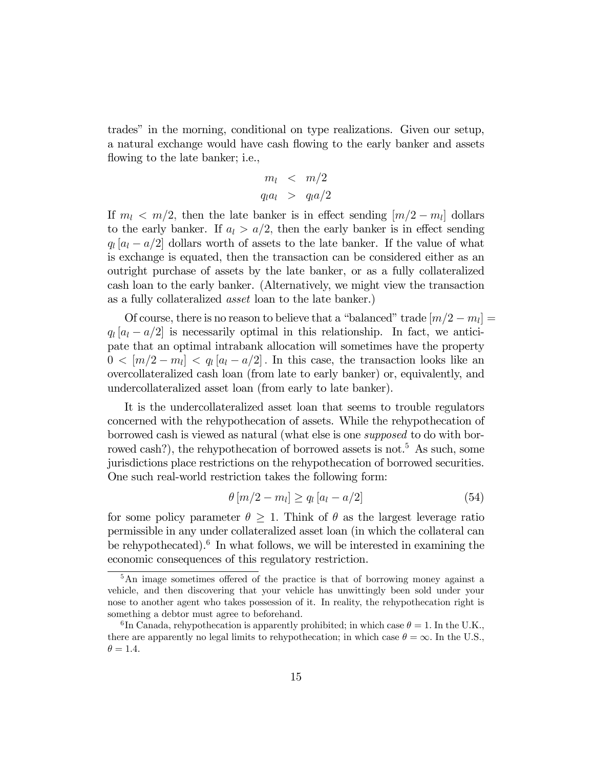trades" in the morning, conditional on type realizations. Given our setup, a natural exchange would have cash flowing to the early banker and assets flowing to the late banker; i.e.,

$$
\begin{aligned}
m_l &< m/2 \\
q_l a_l &> q_l a/2
\end{aligned}
$$

If $m_l < m/2$, then the late banker is in effect sending $[m/2 - m_l]$ dollars to the early banker. If $a_l > a/2$, then the early banker is in effect sending $q_l [a_l - a/2]$ dollars worth of assets to the late banker. If the value of what is exchange is equated, then the transaction can be considered either as an outright purchase of assets by the late banker, or as a fully collateralized cash loan to the early banker. (Alternatively, we might view the transaction as a fully collateralized *asset* loan to the late banker.)

Of course, there is no reason to believe that a "balanced" trade $[m/2 - m_l] = q_l [a_l - a/2]$ is necessarily optimal in this relationship. In fact, we anticipate that an optimal intrabank allocation will sometimes have the property $0 < [m/2 - m_l] < q_l [a_l - a/2]$. In this case, the transaction looks like an overcollateralized cash loan (from late to early banker) or, equivalently, and undercollateralized asset loan (from early to late banker).

It is the undercollateralized asset loan that seems to trouble regulators concerned with the rehypothecation of assets. While the rehypothecation of borrowed cash is viewed as natural (what else is one *supposed* to do with borrowed cash?), the rehypothecation of borrowed assets is not.[5] As such, some jurisdictions place restrictions on the rehypothecation of borrowed securities. One such real-world restriction takes the following form:

$$
\theta [m/2 - m_l] \geq q_l [a_l - a/2] \tag{54}
$$

for some policy parameter $\theta \geq 1$. Think of $\theta$ as the largest leverage ratio permissible in any under collateralized asset loan (in which the collateral can be rehypothecated).[6] In what follows, we will be interested in examining the economic consequences of this regulatory restriction.

[5] An image sometimes offered of the practice is that of borrowing money against a vehicle, and then discovering that your vehicle has unwittingly been sold under your nose to another agent who takes possession of it. In reality, the rehypothecation right is something a debtor must agree to beforehand.

[6] In Canada, rehypothecation is apparently prohibited; in which case $\theta = 1$. In the U.K., there are apparently no legal limits to rehypothecation; in which case $\theta = \infty$. In the U.S., $\theta = 1.4$.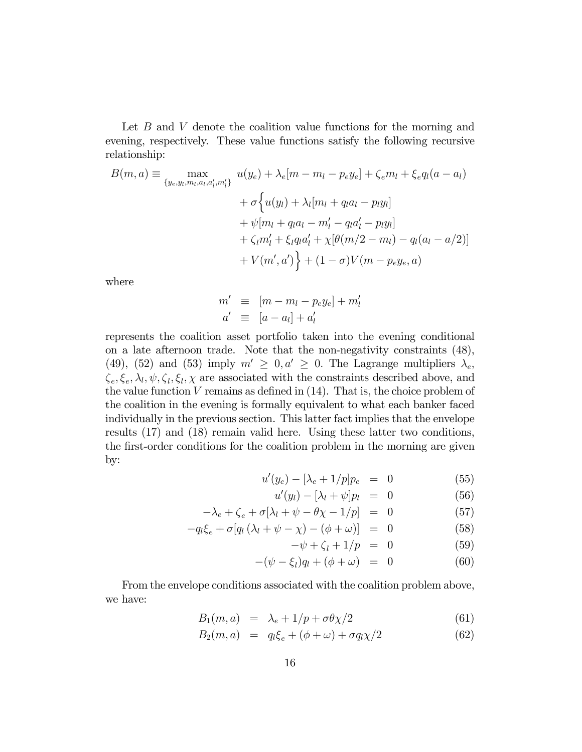Let $B$ and $V$ denote the coalition value functions for the morning and evening, respectively. These value functions satisfy the following recursive relationship:

$$
\begin{aligned}
B(m,a) \equiv \max_{\{y_e, y_l, m_l, a_l, a_l', m_l'\}} \; & u(y_e) + \lambda_e[m - m_l - p_e y_e] + \zeta_e m_l + \xi_e q_l(a - a_l) \\
& + \sigma\Big\{ u(y_l) + \lambda_l[m_l + q_l a_l - p_l y_l] \\
& + \psi[m_l + q_l a_l - m_l' - q_l a_l' - p_l y_l] \\
& + \zeta_l m_l' + \xi_l q_l a_l' + \chi[\theta(m/2 - m_l) - q_l(a_l - a/2)] \\
& + V(m', a')\Big\} + (1-\sigma)V(m - p_e y_e, a)
\end{aligned}
$$

where

$$
\begin{aligned}
m' &\equiv [m - m_l - p_e y_e] + m_l' \\
a' &\equiv [a - a_l] + a_l'
\end{aligned}
$$

represents the coalition asset portfolio taken into the evening conditional on a late afternoon trade. Note that the non-negativity constraints (48), (49), (52) and (53) imply $m' \geq 0, a' \geq 0$. The Lagrange multipliers $\lambda_e$, $\zeta_e, \xi_e, \lambda_l, \psi, \zeta_l, \xi_l, \chi$ are associated with the constraints described above, and the value function $V$ remains as defined in (14). That is, the choice problem of the coalition in the evening is formally equivalent to what each banker faced individually in the previous section. This latter fact implies that the envelope results (17) and (18) remain valid here. Using these latter two conditions, the first-order conditions for the coalition problem in the morning are given by:

$$
\begin{aligned}
u'(y_e) - [\lambda_e + 1/p]p_e &= 0 && (55) \\
u'(y_l) - [\lambda_l + \psi]p_l &= 0 && (56) \\
-\lambda_e + \zeta_e + \sigma[\lambda_l + \psi - \theta\chi - 1/p] &= 0 && (57) \\
-q_l \xi_e + \sigma[q_l(\lambda_l + \psi - \chi) - (\phi + \omega)] &= 0 && (58) \\
-\psi + \zeta_l + 1/p &= 0 && (59) \\
-(\psi - \xi_l)q_l + (\phi + \omega) &= 0 && (60)
\end{aligned}
$$

From the envelope conditions associated with the coalition problem above, we have:

$$
\begin{aligned}
B_1(m,a) &= \lambda_e + 1/p + \sigma\theta\chi/2 && (61) \\
B_2(m,a) &= q_l \xi_e + (\phi + \omega) + \sigma q_l \chi/2 && (62)
\end{aligned}
$$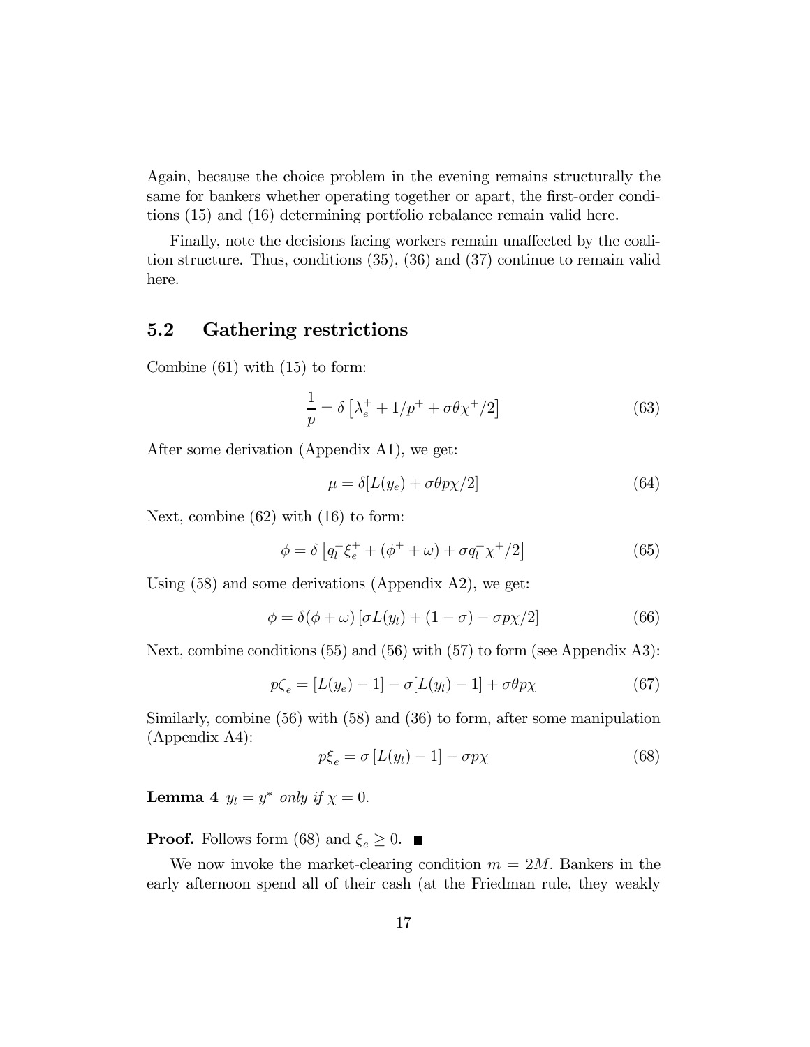Again, because the choice problem in the evening remains structurally the same for bankers whether operating together or apart, the first-order conditions (15) and (16) determining portfolio rebalance remain valid here.

Finally, note the decisions facing workers remain unaffected by the coalition structure. Thus, conditions (35), (36) and (37) continue to remain valid here.

## 5.2 Gathering restrictions

Combine (61) with (15) to form:

$$\frac{1}{p} = \delta \left[ \lambda_e^+ + 1/p^+ + \sigma\theta\chi^+/2 \right] \tag{63}$$

After some derivation (Appendix A1), we get:

$$\mu = \delta[L(y_e) + \sigma\theta p\chi/2] \tag{64}$$

Next, combine (62) with (16) to form:

$$\phi = \delta \left[ q_l^+ \xi_e^+ + (\phi^+ + \omega) + \sigma q_l^+ \chi^+/2 \right] \tag{65}$$

Using (58) and some derivations (Appendix A2), we get:

$$\phi = \delta(\phi + \omega) \left[ \sigma L(y_l) + (1-\sigma) - \sigma p\chi/2 \right] \tag{66}$$

Next, combine conditions (55) and (56) with (57) to form (see Appendix A3):

$$p\zeta_e = [L(y_e) - 1] - \sigma[L(y_l) - 1] + \sigma\theta p\chi \tag{67}$$

Similarly, combine (56) with (58) and (36) to form, after some manipulation (Appendix A4):

$$p\xi_e = \sigma \left[ L(y_l) - 1 \right] - \sigma p\chi \tag{68}$$

**Lemma 4** *$y_l = y^*$ only if $\chi = 0$.*

**Proof.** Follows form (68) and $\xi_e \geq 0$. ■

We now invoke the market-clearing condition $m = 2M$. Bankers in the early afternoon spend all of their cash (at the Friedman rule, they weakly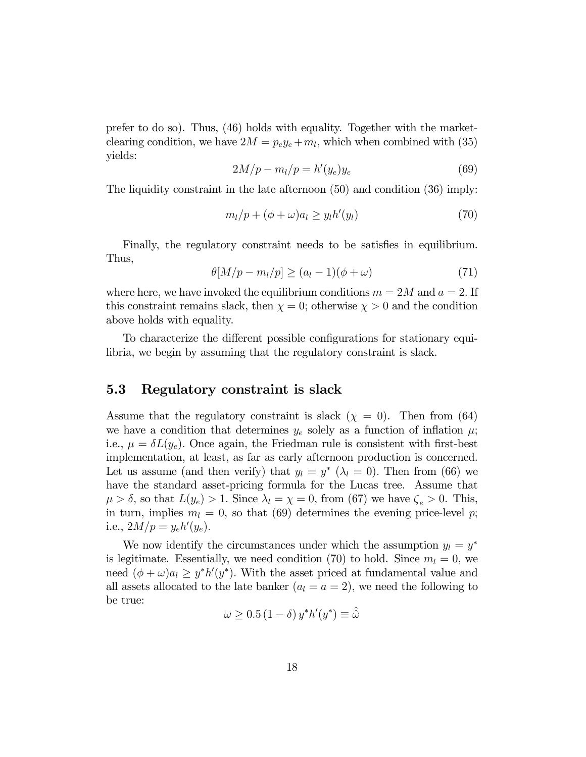prefer to do so). Thus, (46) holds with equality. Together with the market-clearing condition, we have $2M = p_e y_e + m_l$, which when combined with (35) yields:

$$2M/p - m_l/p = h'(y_e)y_e \tag{69}$$

The liquidity constraint in the late afternoon (50) and condition (36) imply:

$$m_l/p + (\phi + \omega)a_l \geq y_l h'(y_l) \tag{70}$$

Finally, the regulatory constraint needs to be satisfies in equilibrium. Thus,

$$\theta[M/p - m_l/p] \geq (a_l - 1)(\phi + \omega) \tag{71}$$

where here, we have invoked the equilibrium conditions $m = 2M$ and $a = 2$. If this constraint remains slack, then $\chi = 0$; otherwise $\chi > 0$ and the condition above holds with equality.

To characterize the different possible configurations for stationary equilibria, we begin by assuming that the regulatory constraint is slack.

## 5.3 Regulatory constraint is slack

Assume that the regulatory constraint is slack ($\chi = 0$). Then from (64) we have a condition that determines $y_e$ solely as a function of inflation $\mu$; i.e., $\mu = \delta L(y_e)$. Once again, the Friedman rule is consistent with first-best implementation, at least, as far as early afternoon production is concerned. Let us assume (and then verify) that $y_l = y^*$ ($\lambda_l = 0$). Then from (66) we have the standard asset-pricing formula for the Lucas tree. Assume that $\mu > \delta$, so that $L(y_e) > 1$. Since $\lambda_l = \chi = 0$, from (67) we have $\zeta_e > 0$. This, in turn, implies $m_l = 0$, so that (69) determines the evening price-level $p$; i.e., $2M/p = y_e h'(y_e)$.

We now identify the circumstances under which the assumption $y_l = y^*$ is legitimate. Essentially, we need condition (70) to hold. Since $m_l = 0$, we need $(\phi + \omega)a_l \geq y^* h'(y^*)$. With the asset priced at fundamental value and all assets allocated to the late banker ($a_l = a = 2$), we need the following to be true:

$$\omega \geq 0.5\,(1 - \delta)\,y^* h'(y^*) \equiv \hat{\omega}$$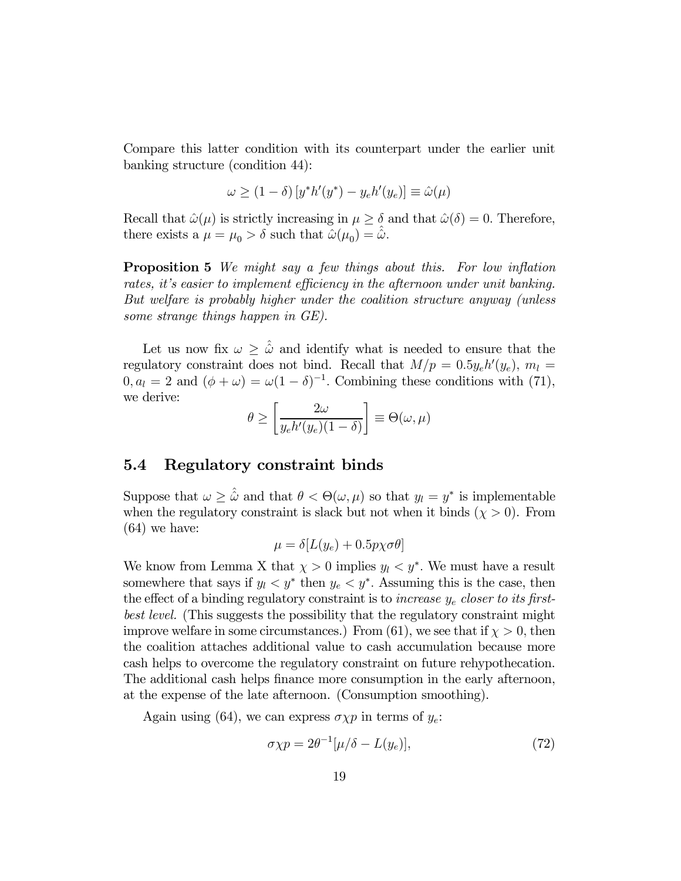Compare this latter condition with its counterpart under the earlier unit banking structure (condition 44):

$$\omega \geq (1-\delta)\left[y^* h'(y^*) - y_e h'(y_e)\right] \equiv \hat{\omega}(\mu)$$

Recall that $\hat{\omega}(\mu)$ is strictly increasing in $\mu \geq \delta$ and that $\hat{\omega}(\delta) = 0$. Therefore, there exists a $\mu = \mu_0 > \delta$ such that $\hat{\omega}(\mu_0) = \hat{\hat{\omega}}$.

**Proposition 5** *We might say a few things about this. For low inflation rates, it's easier to implement efficiency in the afternoon under unit banking. But welfare is probably higher under the coalition structure anyway (unless some strange things happen in GE).*

Let us now fix $\omega \geq \hat{\hat{\omega}}$ and identify what is needed to ensure that the regulatory constraint does not bind. Recall that $M/p = 0.5 y_e h'(y_e)$, $m_l = 0, a_l = 2$ and $(\phi + \omega) = \omega(1-\delta)^{-1}$. Combining these conditions with (71), we derive:

$$\theta \geq \left[\frac{2\omega}{y_e h'(y_e)(1-\delta)}\right] \equiv \Theta(\omega, \mu)$$

## 5.4 Regulatory constraint binds

Suppose that $\omega \geq \hat{\hat{\omega}}$ and that $\theta < \Theta(\omega, \mu)$ so that $y_l = y^*$ is implementable when the regulatory constraint is slack but not when it binds ($\chi > 0$). From (64) we have:

$$\mu = \delta[L(y_e) + 0.5 p\chi\sigma\theta]$$

We know from Lemma X that $\chi > 0$ implies $y_l < y^*$. We must have a result somewhere that says if $y_l < y^*$ then $y_e < y^*$. Assuming this is the case, then the effect of a binding regulatory constraint is to *increase* $y_e$ *closer to its first-best level.* (This suggests the possibility that the regulatory constraint might improve welfare in some circumstances.) From (61), we see that if $\chi > 0$, then the coalition attaches additional value to cash accumulation because more cash helps to overcome the regulatory constraint on future rehypothecation. The additional cash helps finance more consumption in the early afternoon, at the expense of the late afternoon. (Consumption smoothing).

Again using (64), we can express $\sigma\chi p$ in terms of $y_e$:

$$\sigma\chi p = 2\theta^{-1}[\mu/\delta - L(y_e)], \tag{72}$$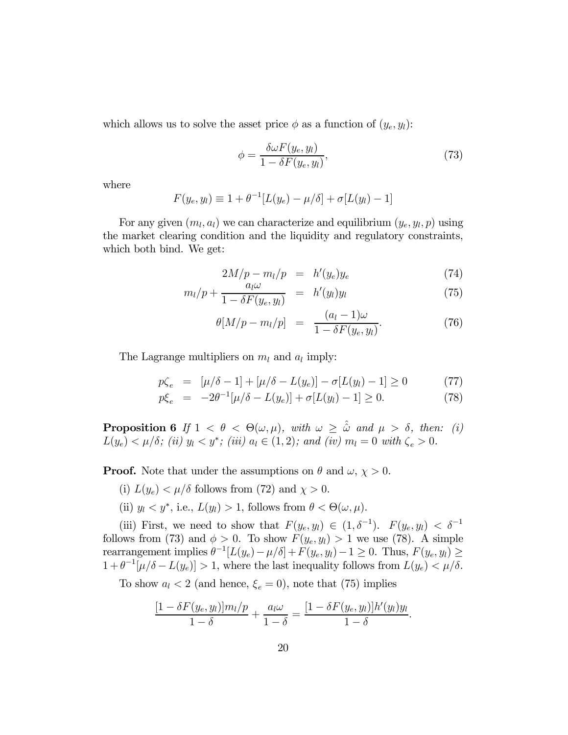which allows us to solve the asset price $\phi$ as a function of $(y_e, y_l)$:

$$\phi = \frac{\delta \omega F(y_e, y_l)}{1 - \delta F(y_e, y_l)}, \tag{73}$$

where

$$F(y_e, y_l) \equiv 1 + \theta^{-1}[L(y_e) - \mu/\delta] + \sigma[L(y_l) - 1]$$

For any given $(m_l, a_l)$ we can characterize and equilibrium $(y_e, y_l, p)$ using the market clearing condition and the liquidity and regulatory constraints, which both bind. We get:

$$2M/p - m_l/p = h'(y_e)y_e \tag{74}$$

$$m_l/p + \frac{a_l \omega}{1 - \delta F(y_e, y_l)} = h'(y_l)y_l \tag{75}$$

$$\theta[M/p - m_l/p] = \frac{(a_l - 1)\omega}{1 - \delta F(y_e, y_l)}. \tag{76}$$

The Lagrange multipliers on $m_l$ and $a_l$ imply:

$$p\zeta_e = [\mu/\delta - 1] + [\mu/\delta - L(y_e)] - \sigma[L(y_l) - 1] \geq 0 \tag{77}$$

$$p\xi_e = -2\theta^{-1}[\mu/\delta - L(y_e)] + \sigma[L(y_l) - 1] \geq 0. \tag{78}$$

**Proposition 6** *If $1 < \theta < \Theta(\omega, \mu)$, with $\omega \geq \hat{\hat{\omega}}$ and $\mu > \delta$, then: (i) $L(y_e) < \mu/\delta$; (ii) $y_l < y^*$; (iii) $a_l \in (1, 2)$; and (iv) $m_l = 0$ with $\zeta_e > 0$.*

**Proof.** Note that under the assumptions on $\theta$ and $\omega$, $\chi > 0$.

(i) $L(y_e) < \mu/\delta$ follows from (72) and $\chi > 0$.

(ii) $y_l < y^*$, i.e., $L(y_l) > 1$, follows from $\theta < \Theta(\omega, \mu)$.

(iii) First, we need to show that $F(y_e, y_l) \in (1, \delta^{-1})$. $F(y_e, y_l) < \delta^{-1}$ follows from (73) and $\phi > 0$. To show $F(y_e, y_l) > 1$ we use (78). A simple rearrangement implies $\theta^{-1}[L(y_e) - \mu/\delta] + F(y_e, y_l) - 1 \geq 0$. Thus, $F(y_e, y_l) \geq 1 + \theta^{-1}[\mu/\delta - L(y_e)] > 1$, where the last inequality follows from $L(y_e) < \mu/\delta$.

To show $a_l < 2$ (and hence, $\xi_e = 0$), note that (75) implies

$$\frac{[1 - \delta F(y_e, y_l)]m_l/p}{1 - \delta} + \frac{a_l \omega}{1 - \delta} = \frac{[1 - \delta F(y_e, y_l)]h'(y_l)y_l}{1 - \delta}.$$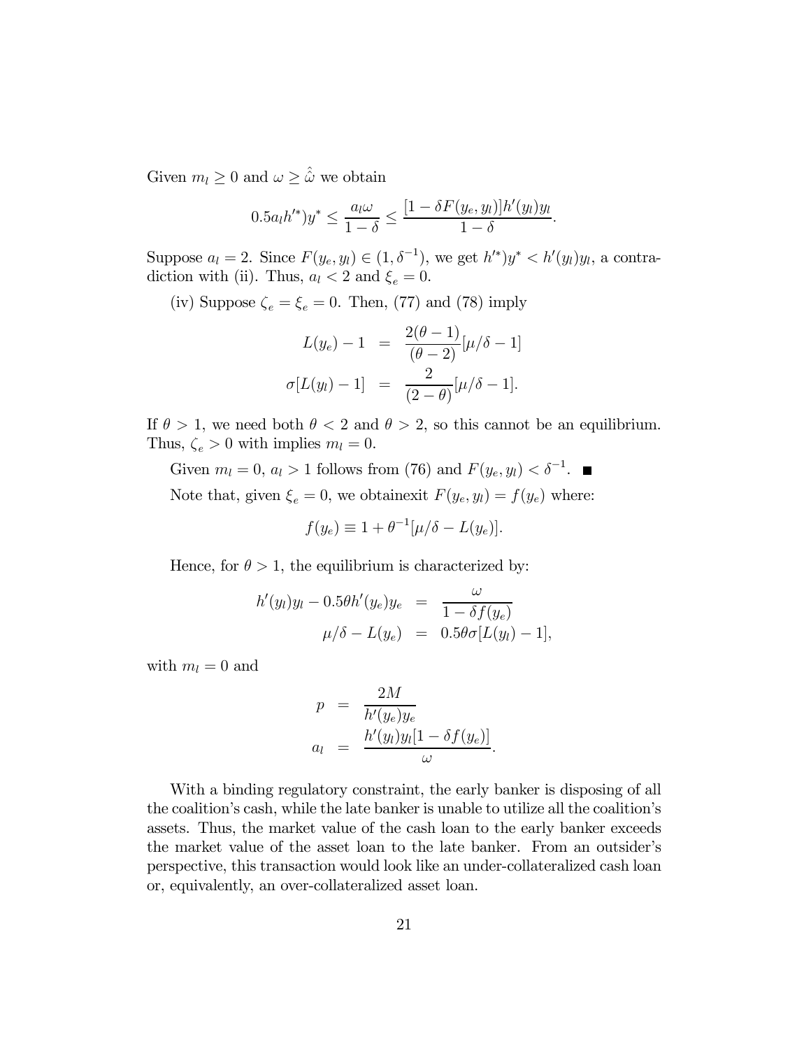Given $m_l \geq 0$ and $\omega \geq \hat{\omega}$ we obtain

$$0.5a_l h'^*)y^* \leq \frac{a_l \omega}{1-\delta} \leq \frac{[1-\delta F(y_e, y_l)]h'(y_l)y_l}{1-\delta}.$$

Suppose $a_l = 2$. Since $F(y_e, y_l) \in (1, \delta^{-1})$, we get $h'^*)y^* < h'(y_l)y_l$, a contradiction with (ii). Thus, $a_l < 2$ and $\xi_e = 0$.

(iv) Suppose $\zeta_e = \xi_e = 0$. Then, (77) and (78) imply

$$\begin{aligned} L(y_e) - 1 &= \frac{2(\theta-1)}{(\theta-2)}[\mu/\delta - 1] \\ \sigma[L(y_l) - 1] &= \frac{2}{(2-\theta)}[\mu/\delta - 1]. \end{aligned}$$

If $\theta > 1$, we need both $\theta < 2$ and $\theta > 2$, so this cannot be an equilibrium. Thus, $\zeta_e > 0$ with implies $m_l = 0$.

Given $m_l = 0$, $a_l > 1$ follows from (76) and $F(y_e, y_l) < \delta^{-1}$. ■

Note that, given $\xi_e = 0$, we obtainexit $F(y_e, y_l) = f(y_e)$ where:

$$f(y_e) \equiv 1 + \theta^{-1}[\mu/\delta - L(y_e)].$$

Hence, for $\theta > 1$, the equilibrium is characterized by:

$$\begin{aligned} h'(y_l)y_l - 0.5\theta h'(y_e)y_e &= \frac{\omega}{1-\delta f(y_e)} \\ \mu/\delta - L(y_e) &= 0.5\theta\sigma[L(y_l) - 1], \end{aligned}$$

with $m_l = 0$ and

$$\begin{aligned} p &= \frac{2M}{h'(y_e)y_e} \\ a_l &= \frac{h'(y_l)y_l[1-\delta f(y_e)]}{\omega}. \end{aligned}$$

With a binding regulatory constraint, the early banker is disposing of all the coalition's cash, while the late banker is unable to utilize all the coalition's assets. Thus, the market value of the cash loan to the early banker exceeds the market value of the asset loan to the late banker. From an outsider's perspective, this transaction would look like an under-collateralized cash loan or, equivalently, an over-collateralized asset loan.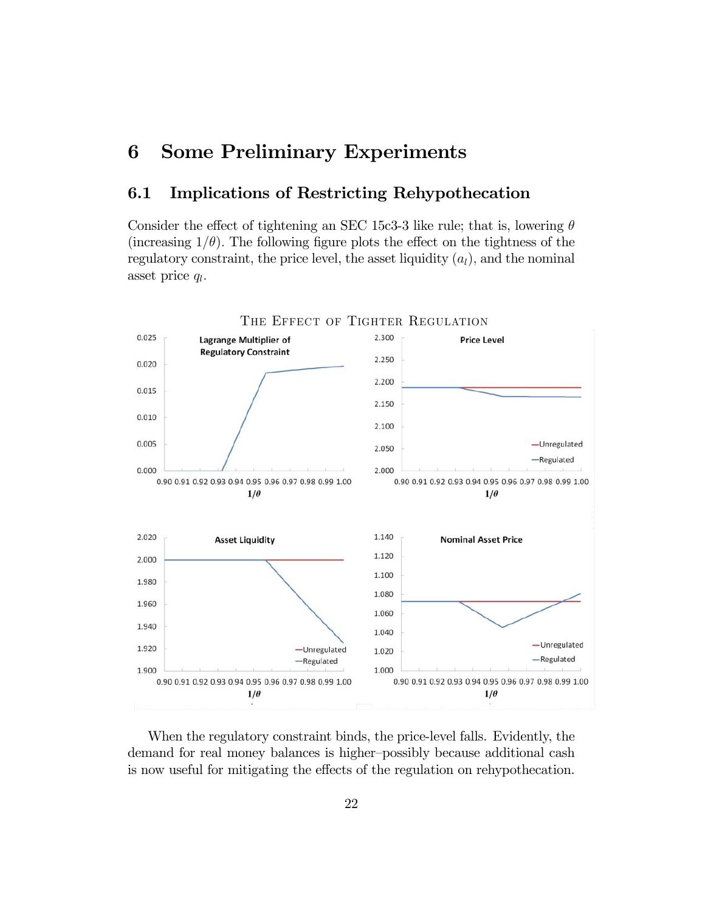# 6 Some Preliminary Experiments

## 6.1 Implications of Restricting Rehypothecation

Consider the effect of tightening an SEC 15c3-3 like rule; that is, lowering $\theta$ (increasing $1/\theta$). The following figure plots the effect on the tightness of the regulatory constraint, the price level, the asset liquidity ($a_l$), and the nominal asset price $q_l$.

THE EFFECT OF TIGHTER REGULATION

When the regulatory constraint binds, the price-level falls. Evidently, the demand for real money balances is higher–possibly because additional cash is now useful for mitigating the effects of the regulation on rehypothecation.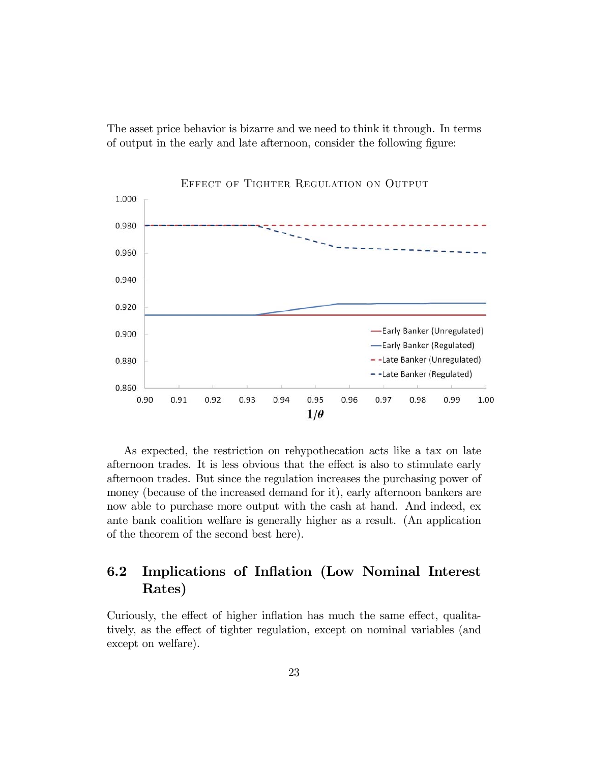The asset price behavior is bizarre and we need to think it through. In terms of output in the early and late afternoon, consider the following figure:

As expected, the restriction on rehypothecation acts like a tax on late afternoon trades. It is less obvious that the effect is also to stimulate early afternoon trades. But since the regulation increases the purchasing power of money (because of the increased demand for it), early afternoon bankers are now able to purchase more output with the cash at hand. And indeed, ex ante bank coalition welfare is generally higher as a result. (An application of the theorem of the second best here).

## 6.2 Implications of Inflation (Low Nominal Interest Rates)

Curiously, the effect of higher inflation has much the same effect, qualitatively, as the effect of tighter regulation, except on nominal variables (and except on welfare).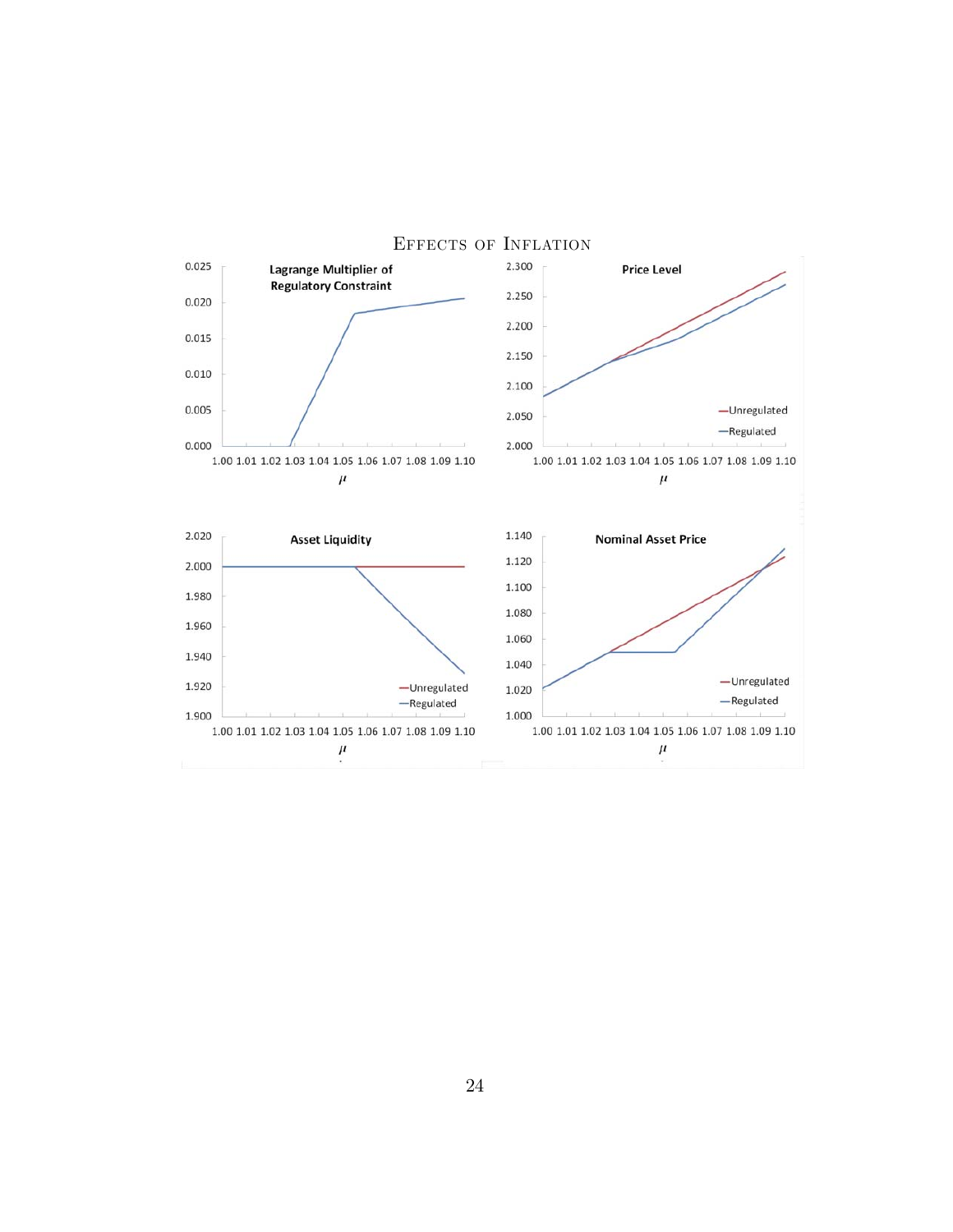Effects of Inflation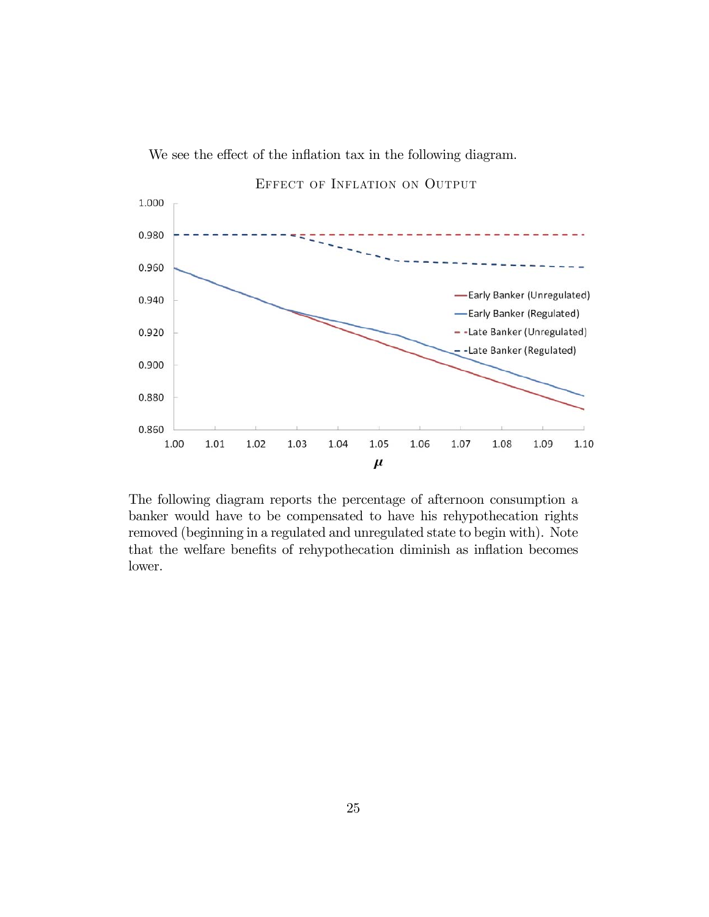We see the effect of the inflation tax in the following diagram.

The following diagram reports the percentage of afternoon consumption a banker would have to be compensated to have his rehypothecation rights removed (beginning in a regulated and unregulated state to begin with). Note that the welfare benefits of rehypothecation diminish as inflation becomes lower.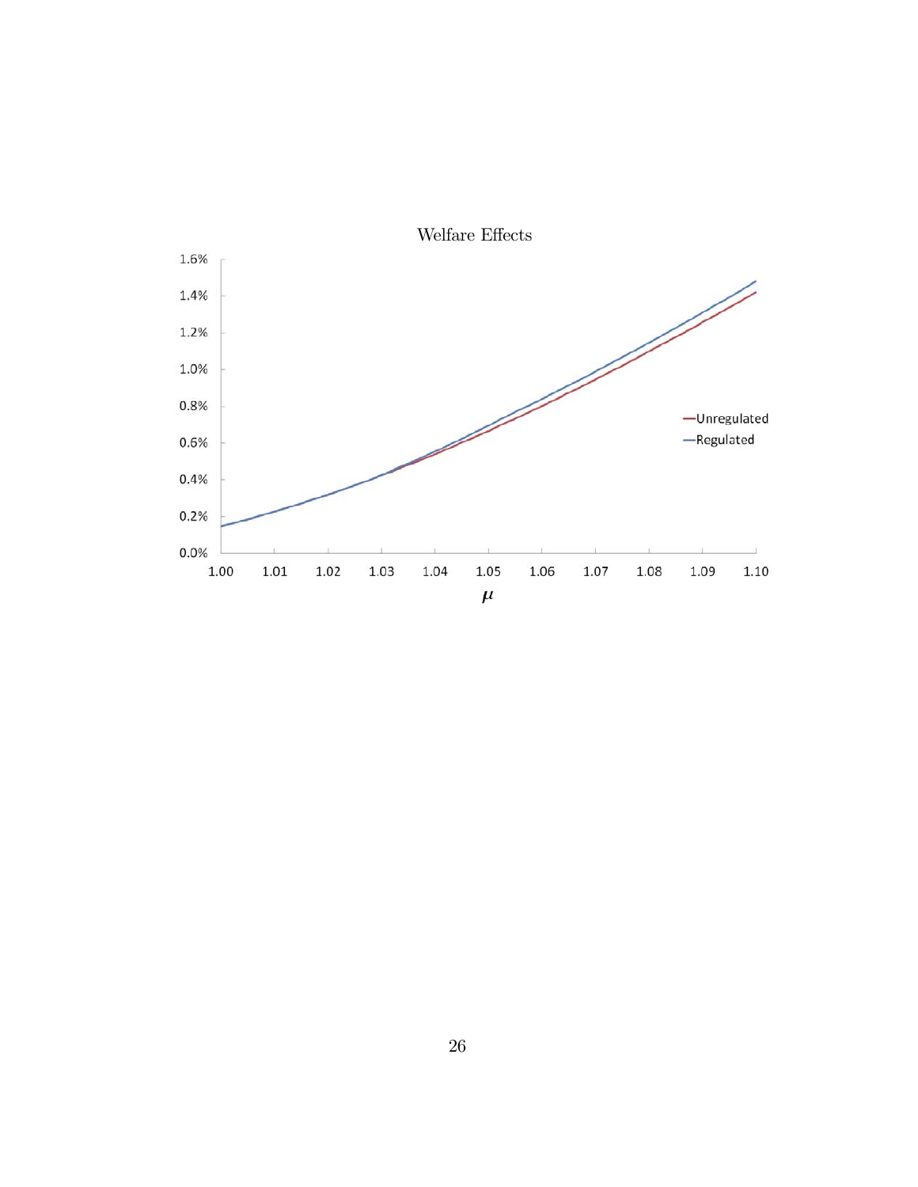Welfare Effects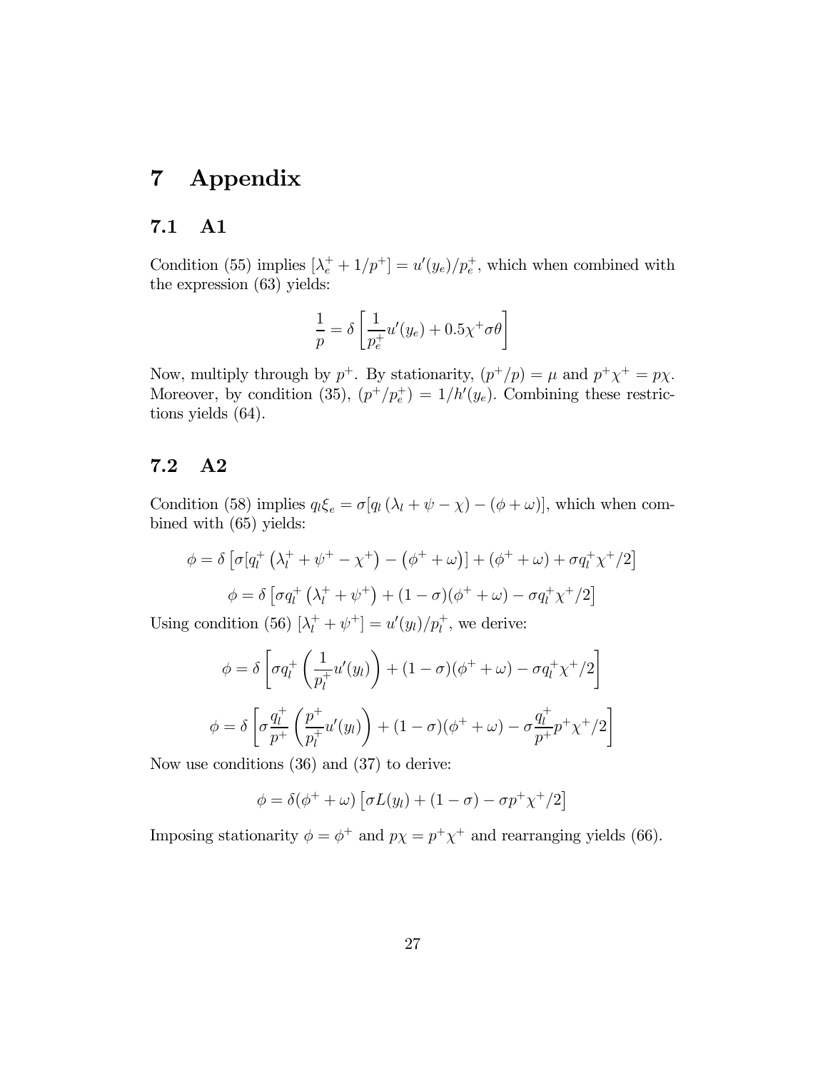# 7 Appendix

## 7.1 A1

Condition (55) implies $[\lambda_e^+ + 1/p^+] = u'(y_e)/p_e^+$, which when combined with the expression (63) yields:

$$\frac{1}{p} = \delta \left[ \frac{1}{p_e^+} u'(y_e) + 0.5\chi^+ \sigma \theta \right]$$

Now, multiply through by $p^+$. By stationarity, $(p^+/p) = \mu$ and $p^+ \chi^+ = p\chi$. Moreover, by condition (35), $(p^+/p_e^+) = 1/h'(y_e)$. Combining these restrictions yields (64).

## 7.2 A2

Condition (58) implies $q_l \xi_e = \sigma[q_l (\lambda_l + \psi - \chi) - (\phi + \omega)]$, which when combined with (65) yields:

$$\phi = \delta \left[ \sigma[q_l^+ \left( \lambda_l^+ + \psi^+ - \chi^+ \right) - \left( \phi^+ + \omega \right)] + (\phi^+ + \omega) + \sigma q_l^+ \chi^+ /2 \right]$$

$$\phi = \delta \left[ \sigma q_l^+ \left( \lambda_l^+ + \psi^+ \right) + (1 - \sigma)(\phi^+ + \omega) - \sigma q_l^+ \chi^+ /2 \right]$$

Using condition (56) $[\lambda_l^+ + \psi^+] = u'(y_l)/p_l^+$, we derive:

$$\phi = \delta \left[ \sigma q_l^+ \left( \frac{1}{p_l^+} u'(y_l) \right) + (1 - \sigma)(\phi^+ + \omega) - \sigma q_l^+ \chi^+ /2 \right]$$

$$\phi = \delta \left[ \sigma \frac{q_l^+}{p^+} \left( \frac{p^+}{p_l^+} u'(y_l) \right) + (1 - \sigma)(\phi^+ + \omega) - \sigma \frac{q_l^+}{p^+} p^+ \chi^+ /2 \right]$$

Now use conditions (36) and (37) to derive:

$$\phi = \delta(\phi^+ + \omega) \left[ \sigma L(y_l) + (1 - \sigma) - \sigma p^+ \chi^+ /2 \right]$$

Imposing stationarity $\phi = \phi^+$ and $p\chi = p^+ \chi^+$ and rearranging yields (66).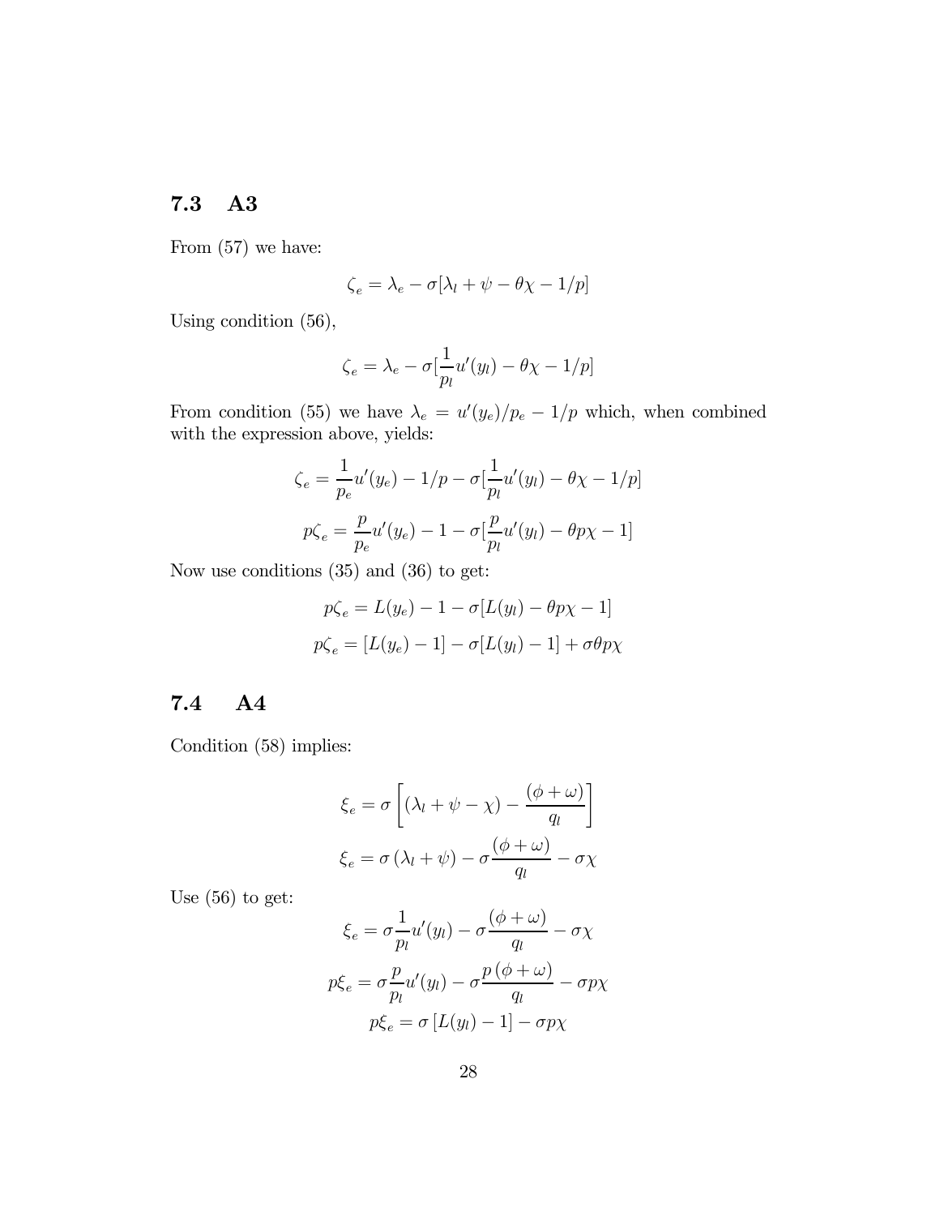## 7.3 A3

From (57) we have:

$$\zeta_e = \lambda_e - \sigma[\lambda_l + \psi - \theta\chi - 1/p]$$

Using condition (56),

$$\zeta_e = \lambda_e - \sigma[\frac{1}{p_l}u'(y_l) - \theta\chi - 1/p]$$

From condition (55) we have $\lambda_e = u'(y_e)/p_e - 1/p$ which, when combined with the expression above, yields:

$$\zeta_e = \frac{1}{p_e}u'(y_e) - 1/p - \sigma[\frac{1}{p_l}u'(y_l) - \theta\chi - 1/p]$$

$$p\zeta_e = \frac{p}{p_e}u'(y_e) - 1 - \sigma[\frac{p}{p_l}u'(y_l) - \theta p\chi - 1]$$

Now use conditions (35) and (36) to get:

$$p\zeta_e = L(y_e) - 1 - \sigma[L(y_l) - \theta p\chi - 1]$$

$$p\zeta_e = [L(y_e) - 1] - \sigma[L(y_l) - 1] + \sigma\theta p\chi$$

## 7.4 A4

Condition (58) implies:

$$\xi_e = \sigma\left[(\lambda_l + \psi - \chi) - \frac{(\phi + \omega)}{q_l}\right]$$

$$\xi_e = \sigma(\lambda_l + \psi) - \sigma\frac{(\phi + \omega)}{q_l} - \sigma\chi$$

Use (56) to get:

$$\xi_e = \sigma\frac{1}{p_l}u'(y_l) - \sigma\frac{(\phi + \omega)}{q_l} - \sigma\chi$$

$$p\xi_e = \sigma\frac{p}{p_l}u'(y_l) - \sigma\frac{p(\phi + \omega)}{q_l} - \sigma p\chi$$

$$p\xi_e = \sigma[L(y_l) - 1] - \sigma p\chi$$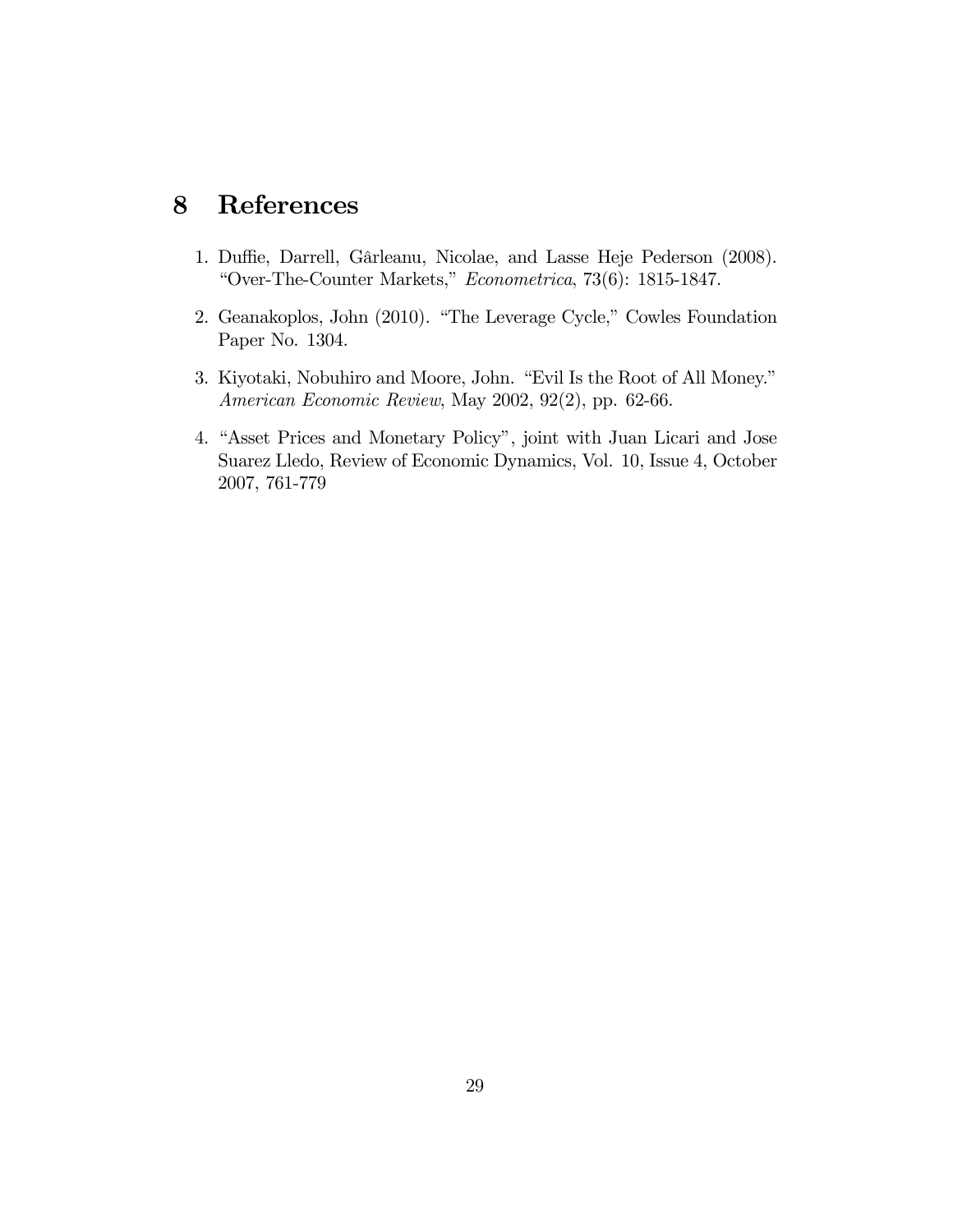# 8 References

1. Duffie, Darrell, Gârleanu, Nicolae, and Lasse Heje Pederson (2008). "Over-The-Counter Markets," *Econometrica*, 73(6): 1815-1847.

2. Geanakoplos, John (2010). "The Leverage Cycle," Cowles Foundation Paper No. 1304.

3. Kiyotaki, Nobuhiro and Moore, John. "Evil Is the Root of All Money." *American Economic Review*, May 2002, 92(2), pp. 62-66.

4. "Asset Prices and Monetary Policy", joint with Juan Licari and Jose Suarez Lledo, Review of Economic Dynamics, Vol. 10, Issue 4, October 2007, 761-779